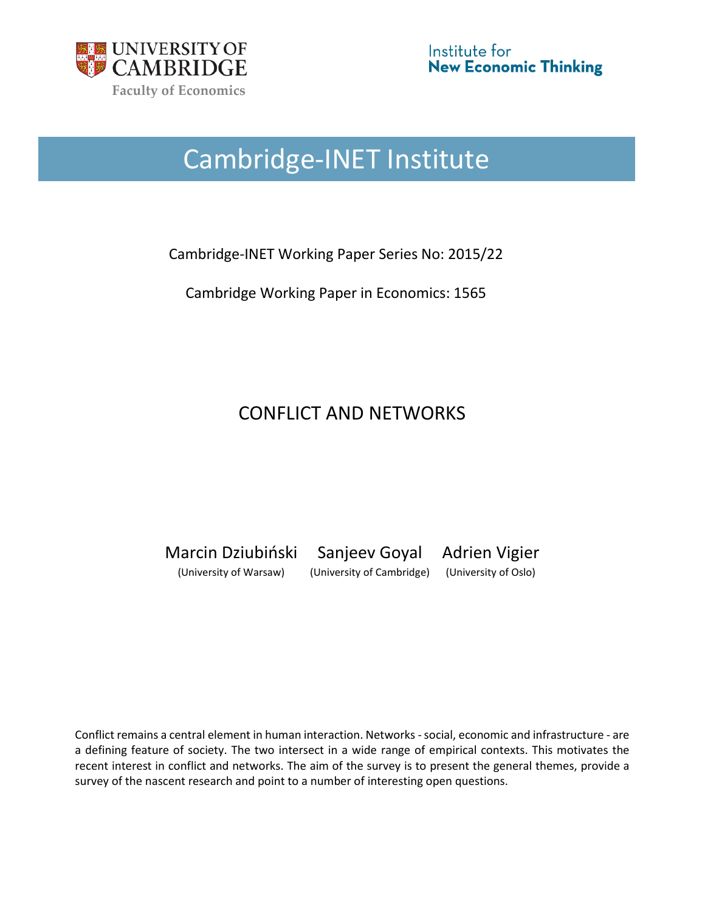UNIVERSITY OF CAMBRIDGE

Faculty of Economics

Institute for New Economic Thinking

# Cambridge-INET Institute

Cambridge-INET Working Paper Series No: 2015/22

Cambridge Working Paper in Economics: 1565

## CONFLICT AND NETWORKS

Marcin Dziubiński (University of Warsaw)

Sanjeev Goyal (University of Cambridge)

Adrien Vigier (University of Oslo)

Conflict remains a central element in human interaction. Networks - social, economic and infrastructure - are a defining feature of society. The two intersect in a wide range of empirical contexts. This motivates the recent interest in conflict and networks. The aim of the survey is to present the general themes, provide a survey of the nascent research and point to a number of interesting open questions.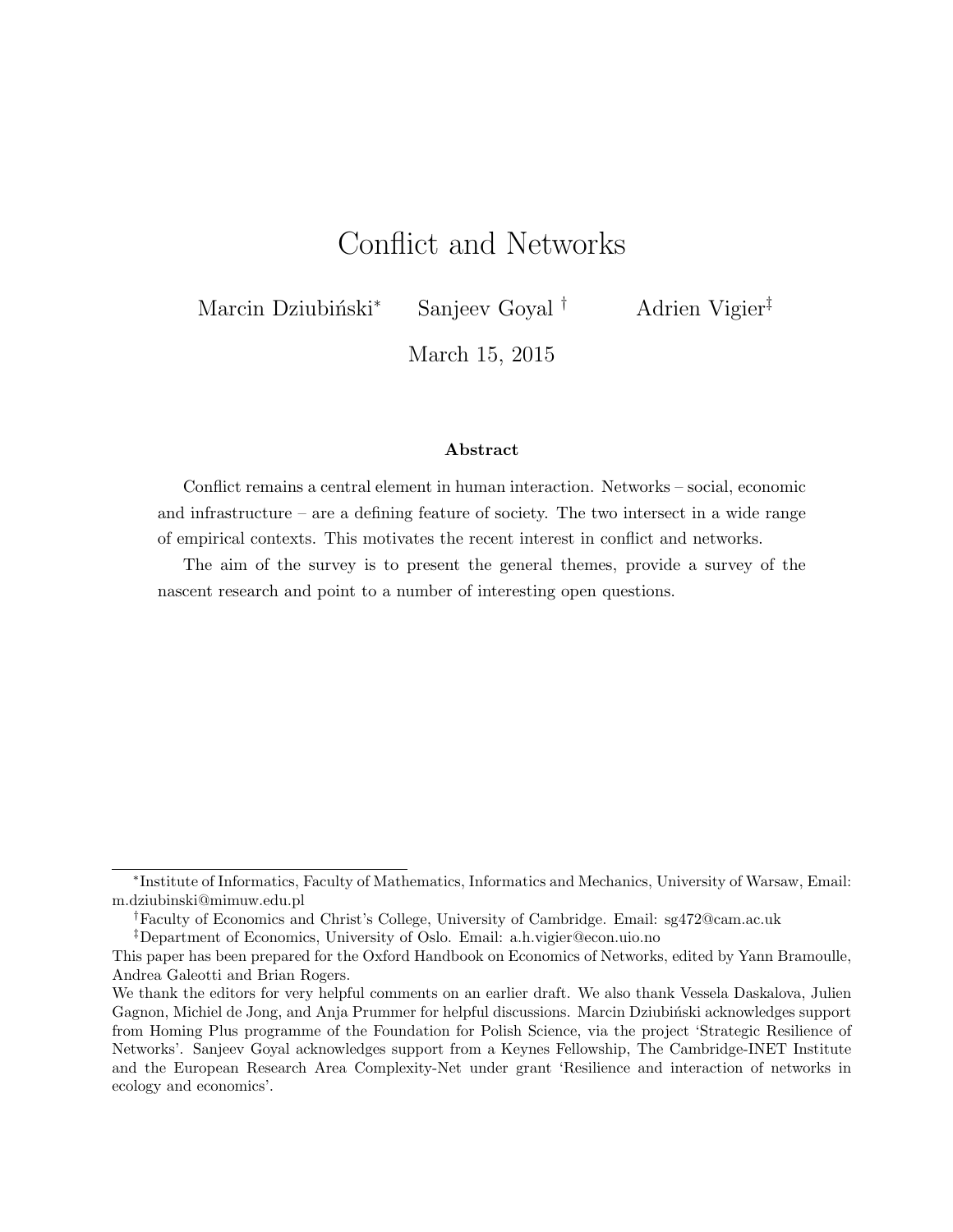# Conflict and Networks

Marcin Dziubiński[*] Sanjeev Goyal[†] Adrien Vigier[‡]

March 15, 2015

### Abstract

Conflict remains a central element in human interaction. Networks – social, economic and infrastructure – are a defining feature of society. The two intersect in a wide range of empirical contexts. This motivates the recent interest in conflict and networks.

The aim of the survey is to present the general themes, provide a survey of the nascent research and point to a number of interesting open questions.

---

[*] Institute of Informatics, Faculty of Mathematics, Informatics and Mechanics, University of Warsaw, Email: m.dziubinski@mimuw.edu.pl

[†] Faculty of Economics and Christ's College, University of Cambridge. Email: sg472@cam.ac.uk

[‡] Department of Economics, University of Oslo. Email: a.h.vigier@econ.uio.no

This paper has been prepared for the Oxford Handbook on Economics of Networks, edited by Yann Bramoulle, Andrea Galeotti and Brian Rogers.

We thank the editors for very helpful comments on an earlier draft. We also thank Vessela Daskalova, Julien Gagnon, Michiel de Jong, and Anja Prummer for helpful discussions. Marcin Dziubiński acknowledges support from Homing Plus programme of the Foundation for Polish Science, via the project 'Strategic Resilience of Networks'. Sanjeev Goyal acknowledges support from a Keynes Fellowship, The Cambridge-INET Institute and the European Research Area Complexity-Net under grant 'Resilience and interaction of networks in ecology and economics'.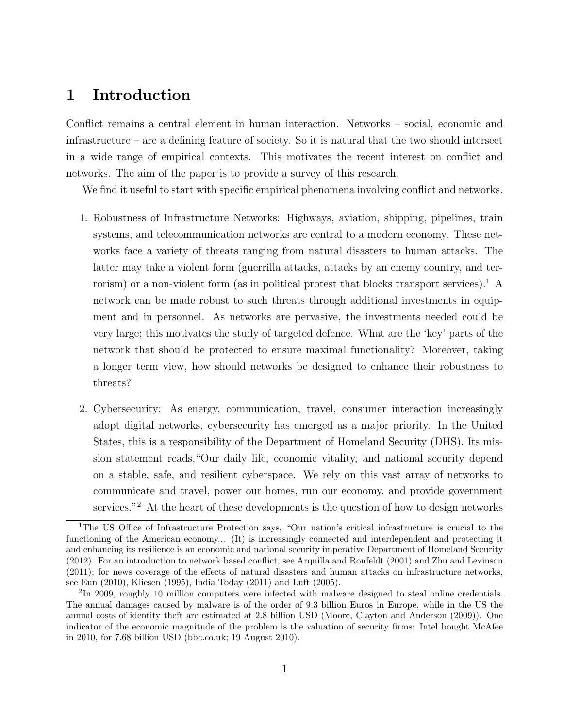# 1 Introduction

Conflict remains a central element in human interaction. Networks – social, economic and infrastructure – are a defining feature of society. So it is natural that the two should intersect in a wide range of empirical contexts. This motivates the recent interest on conflict and networks. The aim of the paper is to provide a survey of this research.

We find it useful to start with specific empirical phenomena involving conflict and networks.

1. Robustness of Infrastructure Networks: Highways, aviation, shipping, pipelines, train systems, and telecommunication networks are central to a modern economy. These networks face a variety of threats ranging from natural disasters to human attacks. The latter may take a violent form (guerrilla attacks, attacks by an enemy country, and terrorism) or a non-violent form (as in political protest that blocks transport services).[1] A network can be made robust to such threats through additional investments in equipment and in personnel. As networks are pervasive, the investments needed could be very large; this motivates the study of targeted defence. What are the 'key' parts of the network that should be protected to ensure maximal functionality? Moreover, taking a longer term view, how should networks be designed to enhance their robustness to threats?

2. Cybersecurity: As energy, communication, travel, consumer interaction increasingly adopt digital networks, cybersecurity has emerged as a major priority. In the United States, this is a responsibility of the Department of Homeland Security (DHS). Its mission statement reads,"Our daily life, economic vitality, and national security depend on a stable, safe, and resilient cyberspace. We rely on this vast array of networks to communicate and travel, power our homes, run our economy, and provide government services."[2] At the heart of these developments is the question of how to design networks

[1] The US Office of Infrastructure Protection says, "Our nation's critical infrastructure is crucial to the functioning of the American economy... (It) is increasingly connected and interdependent and protecting it and enhancing its resilience is an economic and national security imperative Department of Homeland Security (2012). For an introduction to network based conflict, see Arquilla and Ronfeldt (2001) and Zhu and Levinson (2011); for news coverage of the effects of natural disasters and human attacks on infrastructure networks, see Eun (2010), Kliesen (1995), India Today (2011) and Luft (2005).

[2] In 2009, roughly 10 million computers were infected with malware designed to steal online credentials. The annual damages caused by malware is of the order of 9.3 billion Euros in Europe, while in the US the annual costs of identity theft are estimated at 2.8 billion USD (Moore, Clayton and Anderson (2009)). One indicator of the economic magnitude of the problem is the valuation of security firms: Intel bought McAfee in 2010, for 7.68 billion USD (bbc.co.uk; 19 August 2010).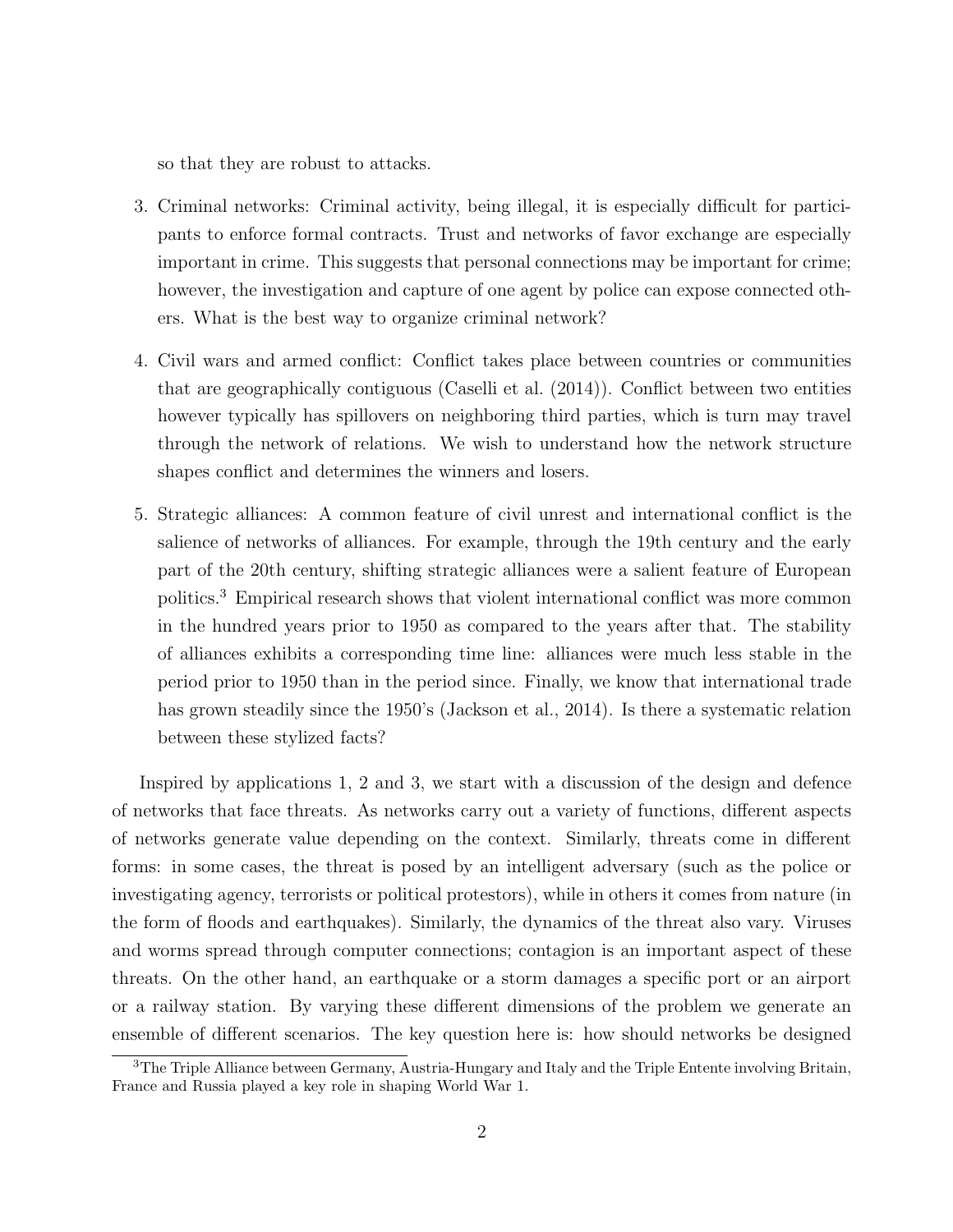so that they are robust to attacks.

3. Criminal networks: Criminal activity, being illegal, it is especially difficult for participants to enforce formal contracts. Trust and networks of favor exchange are especially important in crime. This suggests that personal connections may be important for crime; however, the investigation and capture of one agent by police can expose connected others. What is the best way to organize criminal network?

4. Civil wars and armed conflict: Conflict takes place between countries or communities that are geographically contiguous (Caselli et al. (2014)). Conflict between two entities however typically has spillovers on neighboring third parties, which is turn may travel through the network of relations. We wish to understand how the network structure shapes conflict and determines the winners and losers.

5. Strategic alliances: A common feature of civil unrest and international conflict is the salience of networks of alliances. For example, through the 19th century and the early part of the 20th century, shifting strategic alliances were a salient feature of European politics.[3] Empirical research shows that violent international conflict was more common in the hundred years prior to 1950 as compared to the years after that. The stability of alliances exhibits a corresponding time line: alliances were much less stable in the period prior to 1950 than in the period since. Finally, we know that international trade has grown steadily since the 1950's (Jackson et al., 2014). Is there a systematic relation between these stylized facts?

Inspired by applications 1, 2 and 3, we start with a discussion of the design and defence of networks that face threats. As networks carry out a variety of functions, different aspects of networks generate value depending on the context. Similarly, threats come in different forms: in some cases, the threat is posed by an intelligent adversary (such as the police or investigating agency, terrorists or political protestors), while in others it comes from nature (in the form of floods and earthquakes). Similarly, the dynamics of the threat also vary. Viruses and worms spread through computer connections; contagion is an important aspect of these threats. On the other hand, an earthquake or a storm damages a specific port or an airport or a railway station. By varying these different dimensions of the problem we generate an ensemble of different scenarios. The key question here is: how should networks be designed

[3] The Triple Alliance between Germany, Austria-Hungary and Italy and the Triple Entente involving Britain, France and Russia played a key role in shaping World War 1.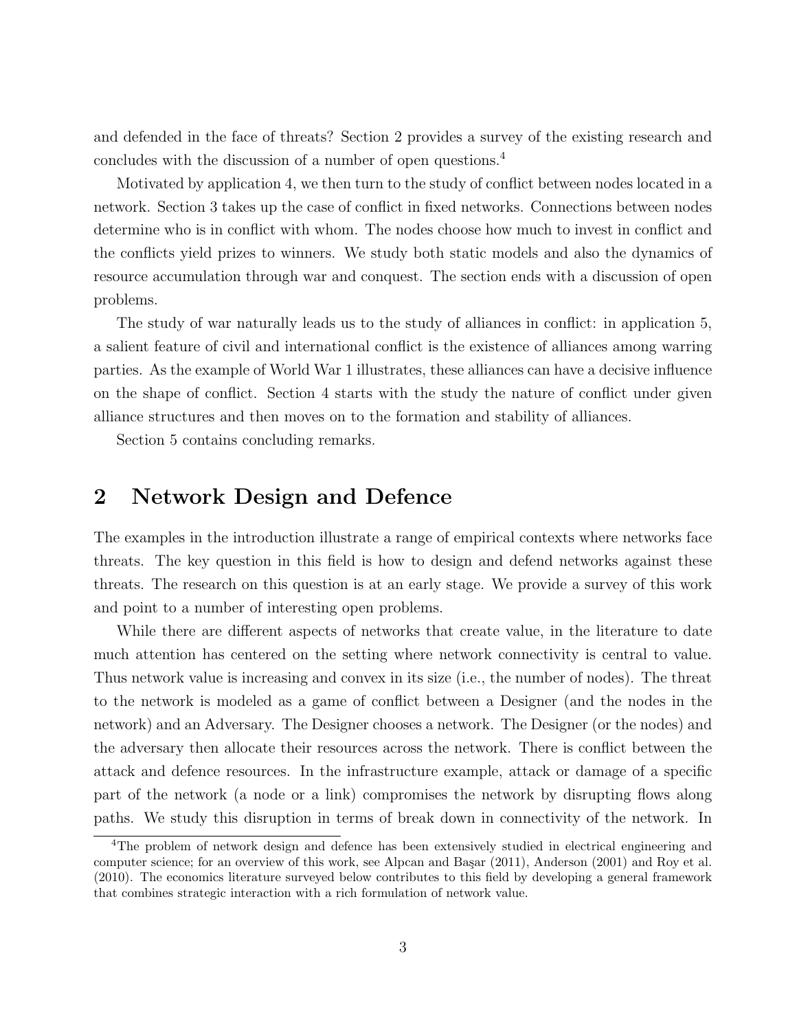and defended in the face of threats? Section 2 provides a survey of the existing research and concludes with the discussion of a number of open questions.[4]

Motivated by application 4, we then turn to the study of conflict between nodes located in a network. Section 3 takes up the case of conflict in fixed networks. Connections between nodes determine who is in conflict with whom. The nodes choose how much to invest in conflict and the conflicts yield prizes to winners. We study both static models and also the dynamics of resource accumulation through war and conquest. The section ends with a discussion of open problems.

The study of war naturally leads us to the study of alliances in conflict: in application 5, a salient feature of civil and international conflict is the existence of alliances among warring parties. As the example of World War 1 illustrates, these alliances can have a decisive influence on the shape of conflict. Section 4 starts with the study the nature of conflict under given alliance structures and then moves on to the formation and stability of alliances.

Section 5 contains concluding remarks.

## 2 Network Design and Defence

The examples in the introduction illustrate a range of empirical contexts where networks face threats. The key question in this field is how to design and defend networks against these threats. The research on this question is at an early stage. We provide a survey of this work and point to a number of interesting open problems.

While there are different aspects of networks that create value, in the literature to date much attention has centered on the setting where network connectivity is central to value. Thus network value is increasing and convex in its size (i.e., the number of nodes). The threat to the network is modeled as a game of conflict between a Designer (and the nodes in the network) and an Adversary. The Designer chooses a network. The Designer (or the nodes) and the adversary then allocate their resources across the network. There is conflict between the attack and defence resources. In the infrastructure example, attack or damage of a specific part of the network (a node or a link) compromises the network by disrupting flows along paths. We study this disruption in terms of break down in connectivity of the network. In

[4] The problem of network design and defence has been extensively studied in electrical engineering and computer science; for an overview of this work, see Alpcan and Başar (2011), Anderson (2001) and Roy et al. (2010). The economics literature surveyed below contributes to this field by developing a general framework that combines strategic interaction with a rich formulation of network value.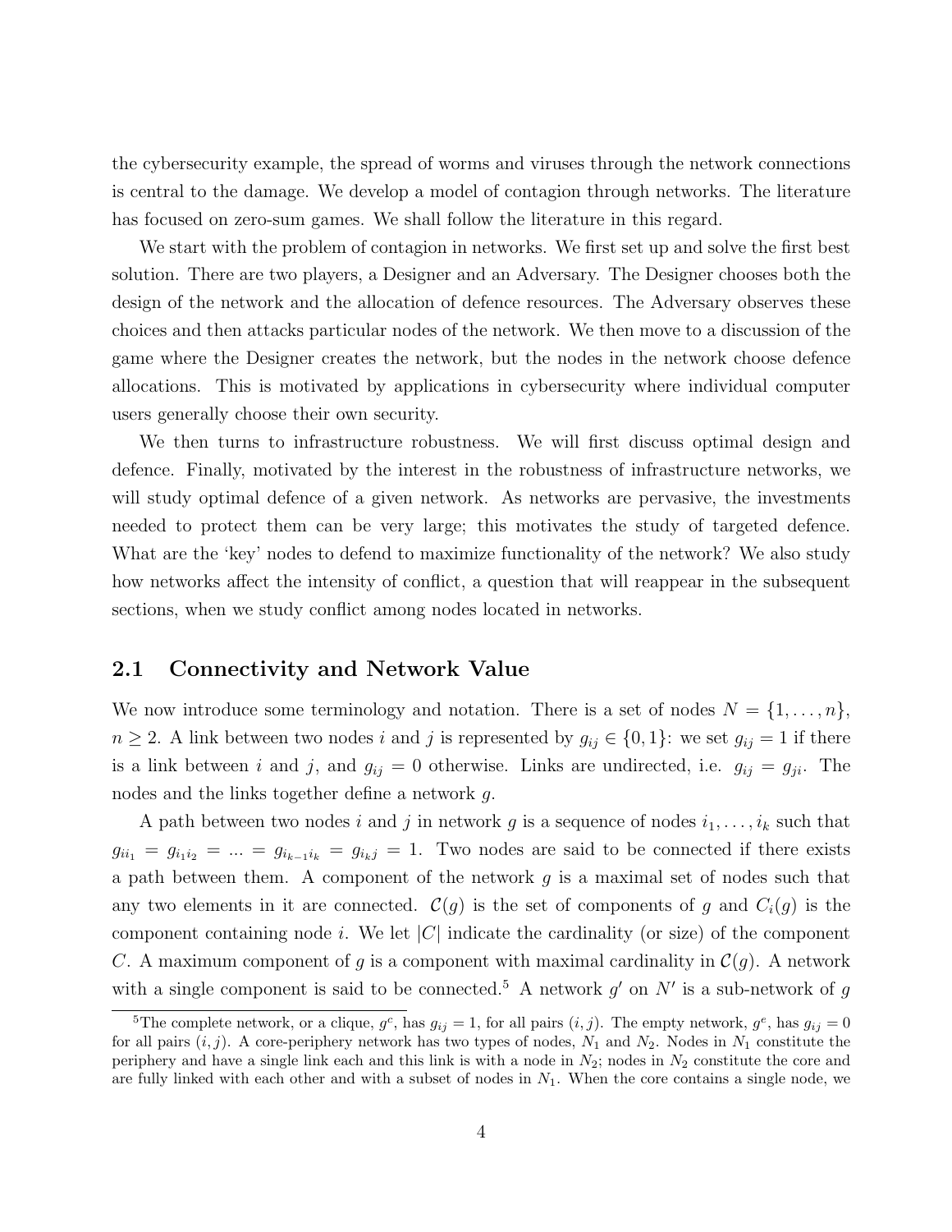the cybersecurity example, the spread of worms and viruses through the network connections is central to the damage. We develop a model of contagion through networks. The literature has focused on zero-sum games. We shall follow the literature in this regard.

We start with the problem of contagion in networks. We first set up and solve the first best solution. There are two players, a Designer and an Adversary. The Designer chooses both the design of the network and the allocation of defence resources. The Adversary observes these choices and then attacks particular nodes of the network. We then move to a discussion of the game where the Designer creates the network, but the nodes in the network choose defence allocations. This is motivated by applications in cybersecurity where individual computer users generally choose their own security.

We then turns to infrastructure robustness. We will first discuss optimal design and defence. Finally, motivated by the interest in the robustness of infrastructure networks, we will study optimal defence of a given network. As networks are pervasive, the investments needed to protect them can be very large; this motivates the study of targeted defence. What are the 'key' nodes to defend to maximize functionality of the network? We also study how networks affect the intensity of conflict, a question that will reappear in the subsequent sections, when we study conflict among nodes located in networks.

## 2.1 Connectivity and Network Value

We now introduce some terminology and notation. There is a set of nodes $N = \{1, \ldots, n\}$, $n \geq 2$. A link between two nodes $i$ and $j$ is represented by $g_{ij} \in \{0, 1\}$: we set $g_{ij} = 1$ if there is a link between $i$ and $j$, and $g_{ij} = 0$ otherwise. Links are undirected, i.e. $g_{ij} = g_{ji}$. The nodes and the links together define a network $g$.

A path between two nodes $i$ and $j$ in network $g$ is a sequence of nodes $i_1, \ldots, i_k$ such that $g_{ii_1} = g_{i_1 i_2} = \ldots = g_{i_{k-1} i_k} = g_{i_k j} = 1$. Two nodes are said to be connected if there exists a path between them. A component of the network $g$ is a maximal set of nodes such that any two elements in it are connected. $\mathcal{C}(g)$ is the set of components of $g$ and $C_i(g)$ is the component containing node $i$. We let $|C|$ indicate the cardinality (or size) of the component $C$. A maximum component of $g$ is a component with maximal cardinality in $\mathcal{C}(g)$. A network with a single component is said to be connected.[5] A network $g'$ on $N'$ is a sub-network of $g$

[5] The complete network, or a clique, $g^c$, has $g_{ij} = 1$, for all pairs $(i, j)$. The empty network, $g^e$, has $g_{ij} = 0$ for all pairs $(i, j)$. A core-periphery network has two types of nodes, $N_1$ and $N_2$. Nodes in $N_1$ constitute the periphery and have a single link each and this link is with a node in $N_2$; nodes in $N_2$ constitute the core and are fully linked with each other and with a subset of nodes in $N_1$. When the core contains a single node, we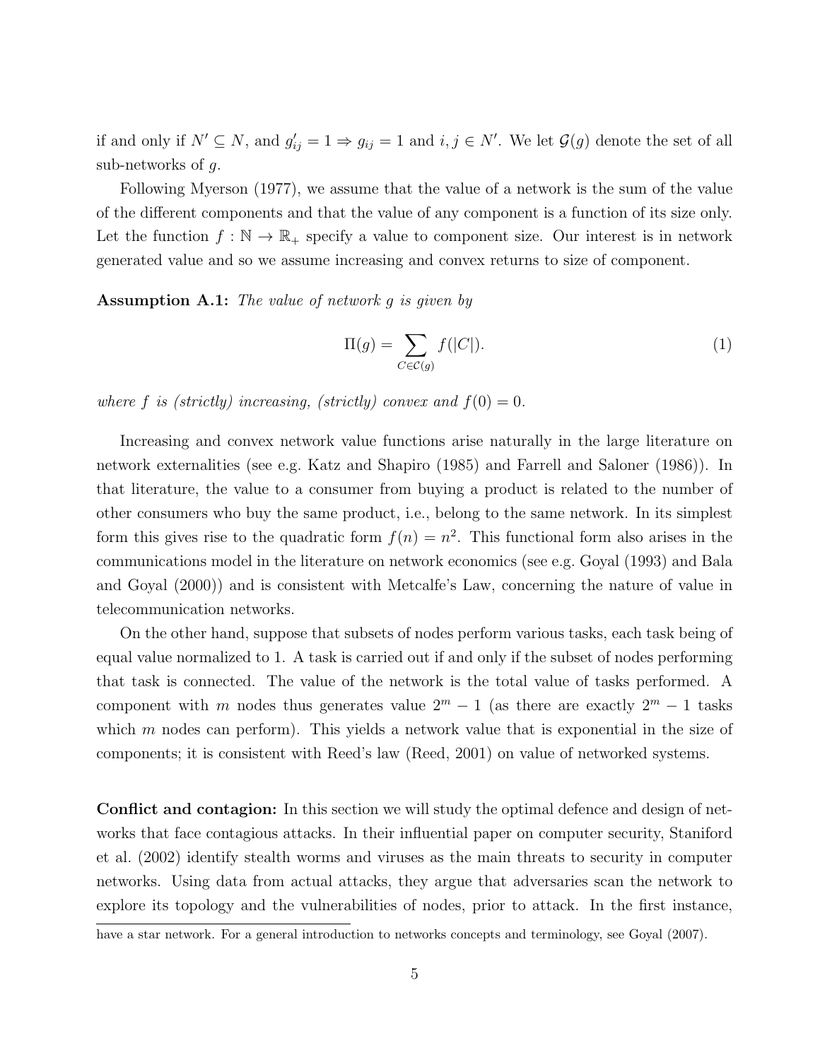if and only if $N' \subseteq N$, and $g'_{ij} = 1 \Rightarrow g_{ij} = 1$ and $i, j \in N'$. We let $\mathcal{G}(g)$ denote the set of all sub-networks of $g$.

Following Myerson (1977), we assume that the value of a network is the sum of the value of the different components and that the value of any component is a function of its size only. Let the function $f : \mathbb{N} \to \mathbb{R}_+$ specify a value to component size. Our interest is in network generated value and so we assume increasing and convex returns to size of component.

**Assumption A.1:** *The value of network $g$ is given by*

$$\Pi(g) = \sum_{C \in \mathcal{C}(g)} f(|C|). \tag{1}$$

*where $f$ is (strictly) increasing, (strictly) convex and $f(0) = 0$.*

Increasing and convex network value functions arise naturally in the large literature on network externalities (see e.g. Katz and Shapiro (1985) and Farrell and Saloner (1986)). In that literature, the value to a consumer from buying a product is related to the number of other consumers who buy the same product, i.e., belong to the same network. In its simplest form this gives rise to the quadratic form $f(n) = n^2$. This functional form also arises in the communications model in the literature on network economics (see e.g. Goyal (1993) and Bala and Goyal (2000)) and is consistent with Metcalfe's Law, concerning the nature of value in telecommunication networks.

On the other hand, suppose that subsets of nodes perform various tasks, each task being of equal value normalized to 1. A task is carried out if and only if the subset of nodes performing that task is connected. The value of the network is the total value of tasks performed. A component with $m$ nodes thus generates value $2^m - 1$ (as there are exactly $2^m - 1$ tasks which $m$ nodes can perform). This yields a network value that is exponential in the size of components; it is consistent with Reed's law (Reed, 2001) on value of networked systems.

**Conflict and contagion:** In this section we will study the optimal defence and design of networks that face contagious attacks. In their influential paper on computer security, Staniford et al. (2002) identify stealth worms and viruses as the main threats to security in computer networks. Using data from actual attacks, they argue that adversaries scan the network to explore its topology and the vulnerabilities of nodes, prior to attack. In the first instance,

have a star network. For a general introduction to networks concepts and terminology, see Goyal (2007).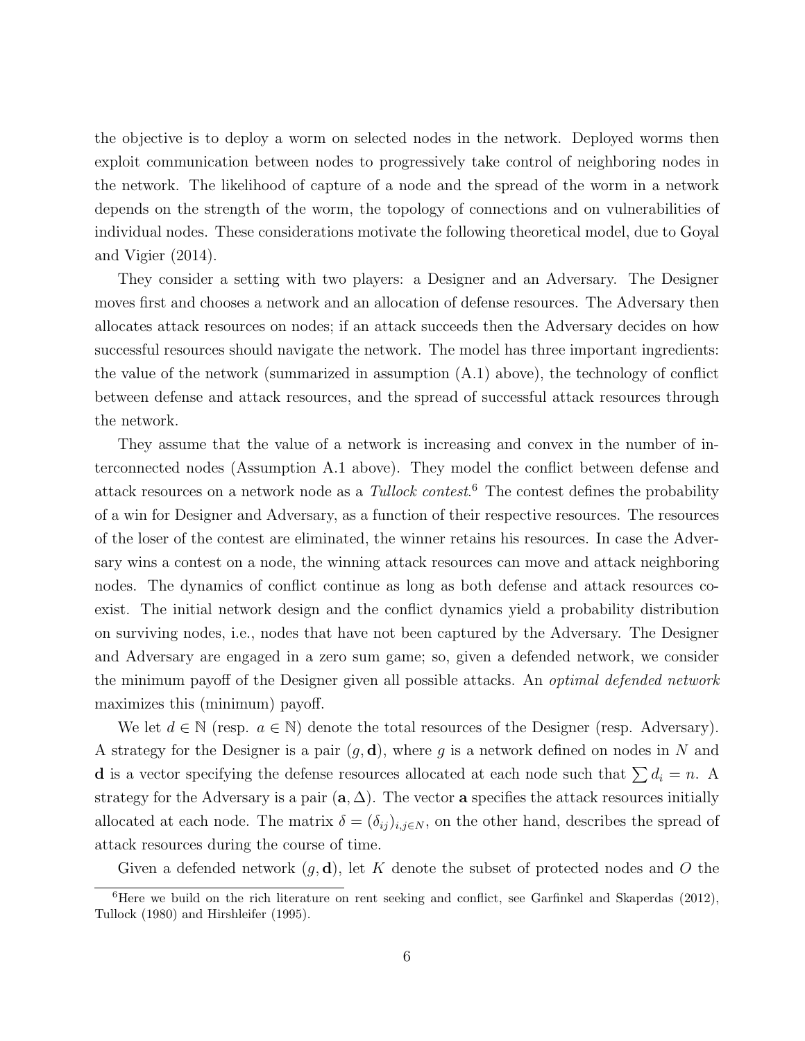the objective is to deploy a worm on selected nodes in the network. Deployed worms then exploit communication between nodes to progressively take control of neighboring nodes in the network. The likelihood of capture of a node and the spread of the worm in a network depends on the strength of the worm, the topology of connections and on vulnerabilities of individual nodes. These considerations motivate the following theoretical model, due to Goyal and Vigier (2014).

They consider a setting with two players: a Designer and an Adversary. The Designer moves first and chooses a network and an allocation of defense resources. The Adversary then allocates attack resources on nodes; if an attack succeeds then the Adversary decides on how successful resources should navigate the network. The model has three important ingredients: the value of the network (summarized in assumption (A.1) above), the technology of conflict between defense and attack resources, and the spread of successful attack resources through the network.

They assume that the value of a network is increasing and convex in the number of interconnected nodes (Assumption A.1 above). They model the conflict between defense and attack resources on a network node as a *Tullock contest*.[6] The contest defines the probability of a win for Designer and Adversary, as a function of their respective resources. The resources of the loser of the contest are eliminated, the winner retains his resources. In case the Adversary wins a contest on a node, the winning attack resources can move and attack neighboring nodes. The dynamics of conflict continue as long as both defense and attack resources coexist. The initial network design and the conflict dynamics yield a probability distribution on surviving nodes, i.e., nodes that have not been captured by the Adversary. The Designer and Adversary are engaged in a zero sum game; so, given a defended network, we consider the minimum payoff of the Designer given all possible attacks. An *optimal defended network* maximizes this (minimum) payoff.

We let $d \in \mathbb{N}$ (resp. $a \in \mathbb{N}$) denote the total resources of the Designer (resp. Adversary). A strategy for the Designer is a pair $(g, \mathbf{d})$, where $g$ is a network defined on nodes in $N$ and $\mathbf{d}$ is a vector specifying the defense resources allocated at each node such that $\sum d_i = n$. A strategy for the Adversary is a pair $(\mathbf{a}, \Delta)$. The vector $\mathbf{a}$ specifies the attack resources initially allocated at each node. The matrix $\delta = (\delta_{ij})_{i,j \in N}$, on the other hand, describes the spread of attack resources during the course of time.

Given a defended network $(g, \mathbf{d})$, let $K$ denote the subset of protected nodes and $O$ the

[6] Here we build on the rich literature on rent seeking and conflict, see Garfinkel and Skaperdas (2012), Tullock (1980) and Hirshleifer (1995).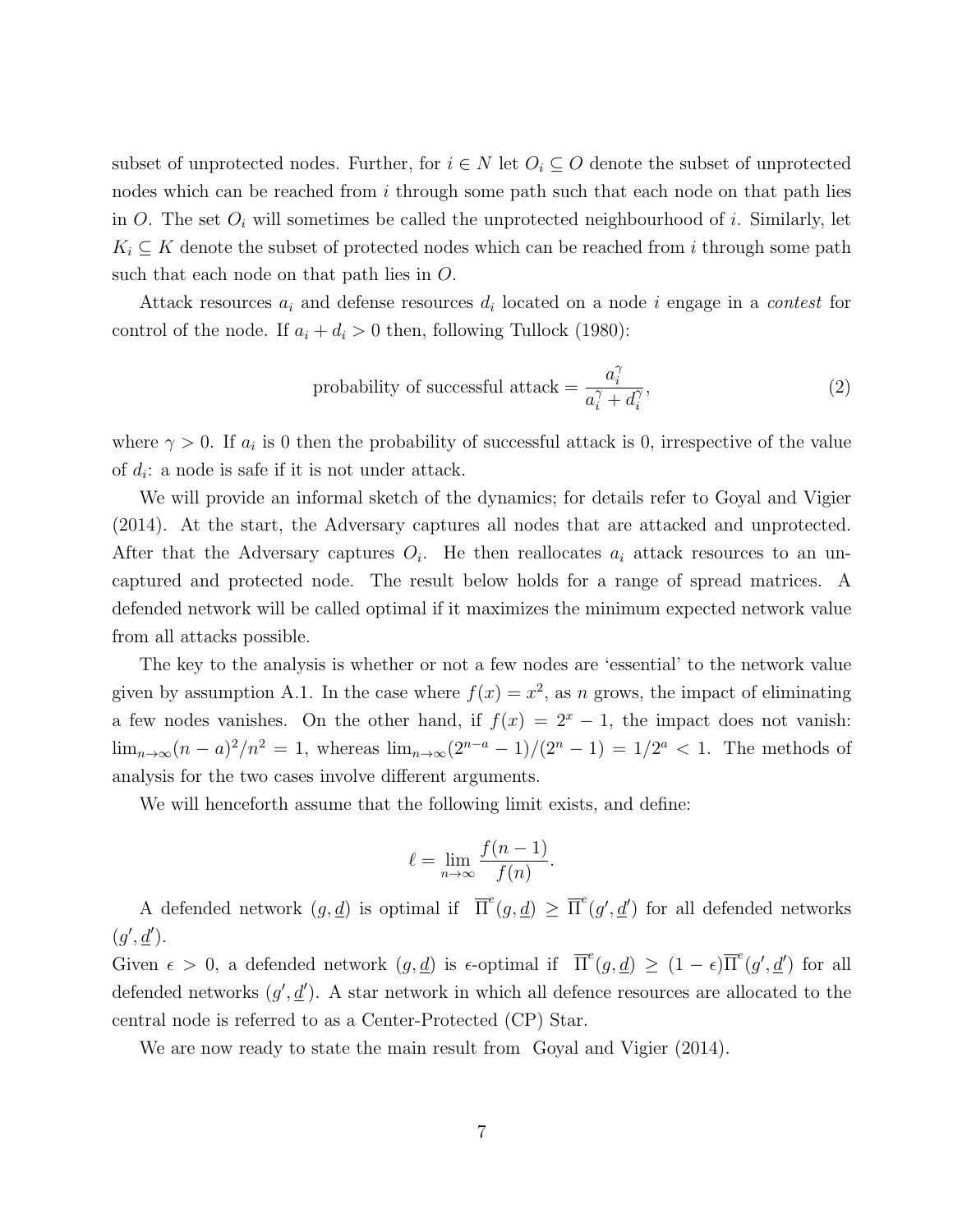subset of unprotected nodes. Further, for $i \in N$ let $O_i \subseteq O$ denote the subset of unprotected nodes which can be reached from $i$ through some path such that each node on that path lies in $O$. The set $O_i$ will sometimes be called the unprotected neighbourhood of $i$. Similarly, let $K_i \subseteq K$ denote the subset of protected nodes which can be reached from $i$ through some path such that each node on that path lies in $O$.

Attack resources $a_i$ and defense resources $d_i$ located on a node $i$ engage in a *contest* for control of the node. If $a_i + d_i > 0$ then, following Tullock (1980):

$$\text{probability of successful attack} = \frac{a_i^\gamma}{a_i^\gamma + d_i^\gamma}, \tag{2}$$

where $\gamma > 0$. If $a_i$ is 0 then the probability of successful attack is 0, irrespective of the value of $d_i$: a node is safe if it is not under attack.

We will provide an informal sketch of the dynamics; for details refer to Goyal and Vigier (2014). At the start, the Adversary captures all nodes that are attacked and unprotected. After that the Adversary captures $O_i$. He then reallocates $a_i$ attack resources to an uncaptured and protected node. The result below holds for a range of spread matrices. A defended network will be called optimal if it maximizes the minimum expected network value from all attacks possible.

The key to the analysis is whether or not a few nodes are 'essential' to the network value given by assumption A.1. In the case where $f(x) = x^2$, as $n$ grows, the impact of eliminating a few nodes vanishes. On the other hand, if $f(x) = 2^x - 1$, the impact does not vanish: $\lim_{n\to\infty}(n-a)^2/n^2 = 1$, whereas $\lim_{n\to\infty}(2^{n-a}-1)/(2^n-1) = 1/2^a < 1$. The methods of analysis for the two cases involve different arguments.

We will henceforth assume that the following limit exists, and define:

$$\ell = \lim_{n\to\infty} \frac{f(n-1)}{f(n)}.$$

A defended network $(g, \underline{d})$ is optimal if $\overline{\Pi}^e(g, \underline{d}) \geq \overline{\Pi}^e(g', \underline{d}')$ for all defended networks $(g', \underline{d}')$.

Given $\epsilon > 0$, a defended network $(g, \underline{d})$ is $\epsilon$-optimal if $\overline{\Pi}^e(g, \underline{d}) \geq (1-\epsilon)\overline{\Pi}^e(g', \underline{d}')$ for all defended networks $(g', \underline{d}')$. A star network in which all defence resources are allocated to the central node is referred to as a Center-Protected (CP) Star.

We are now ready to state the main result from Goyal and Vigier (2014).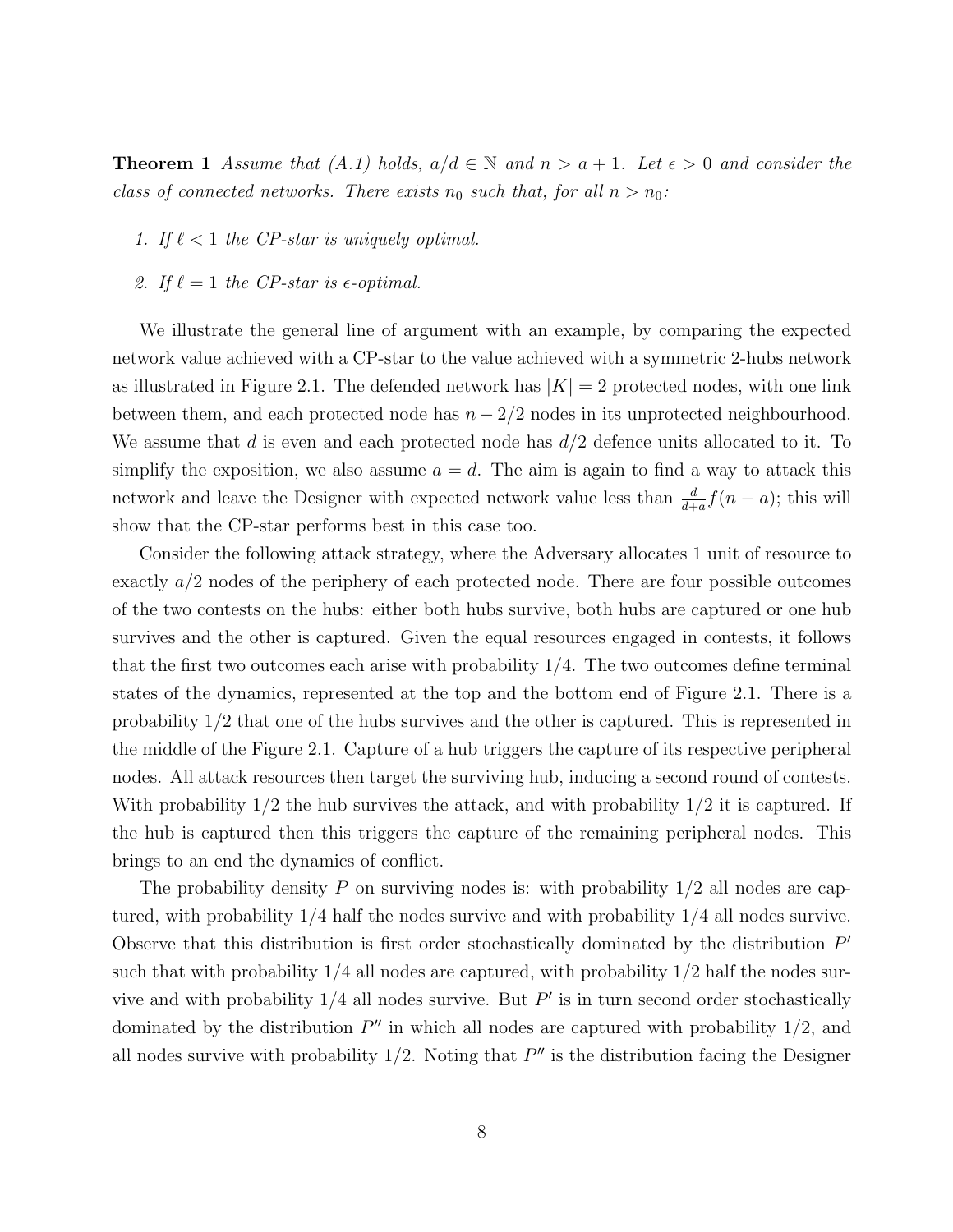**Theorem 1** *Assume that (A.1) holds, $a/d \in \mathbb{N}$ and $n > a+1$. Let $\epsilon > 0$ and consider the class of connected networks. There exists $n_0$ such that, for all $n > n_0$:*

1. *If $\ell < 1$ the CP-star is uniquely optimal.*
2. *If $\ell = 1$ the CP-star is $\epsilon$-optimal.*

We illustrate the general line of argument with an example, by comparing the expected network value achieved with a CP-star to the value achieved with a symmetric 2-hubs network as illustrated in Figure 2.1. The defended network has $|K| = 2$ protected nodes, with one link between them, and each protected node has $n - 2/2$ nodes in its unprotected neighbourhood. We assume that $d$ is even and each protected node has $d/2$ defence units allocated to it. To simplify the exposition, we also assume $a = d$. The aim is again to find a way to attack this network and leave the Designer with expected network value less than $\frac{d}{d+a} f(n-a)$; this will show that the CP-star performs best in this case too.

Consider the following attack strategy, where the Adversary allocates 1 unit of resource to exactly $a/2$ nodes of the periphery of each protected node. There are four possible outcomes of the two contests on the hubs: either both hubs survive, both hubs are captured or one hub survives and the other is captured. Given the equal resources engaged in contests, it follows that the first two outcomes each arise with probability $1/4$. The two outcomes define terminal states of the dynamics, represented at the top and the bottom end of Figure 2.1. There is a probability $1/2$ that one of the hubs survives and the other is captured. This is represented in the middle of the Figure 2.1. Capture of a hub triggers the capture of its respective peripheral nodes. All attack resources then target the surviving hub, inducing a second round of contests. With probability $1/2$ the hub survives the attack, and with probability $1/2$ it is captured. If the hub is captured then this triggers the capture of the remaining peripheral nodes. This brings to an end the dynamics of conflict.

The probability density $P$ on surviving nodes is: with probability $1/2$ all nodes are captured, with probability $1/4$ half the nodes survive and with probability $1/4$ all nodes survive. Observe that this distribution is first order stochastically dominated by the distribution $P'$ such that with probability $1/4$ all nodes are captured, with probability $1/2$ half the nodes survive and with probability $1/4$ all nodes survive. But $P'$ is in turn second order stochastically dominated by the distribution $P''$ in which all nodes are captured with probability $1/2$, and all nodes survive with probability $1/2$. Noting that $P''$ is the distribution facing the Designer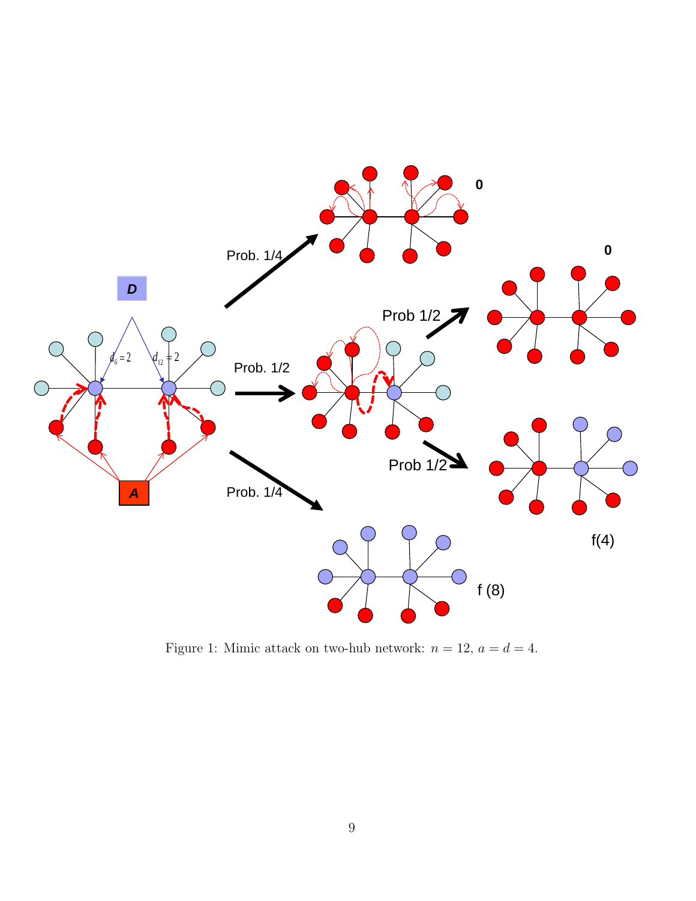Figure 1: Mimic attack on two-hub network: $n = 12$, $a = d = 4$.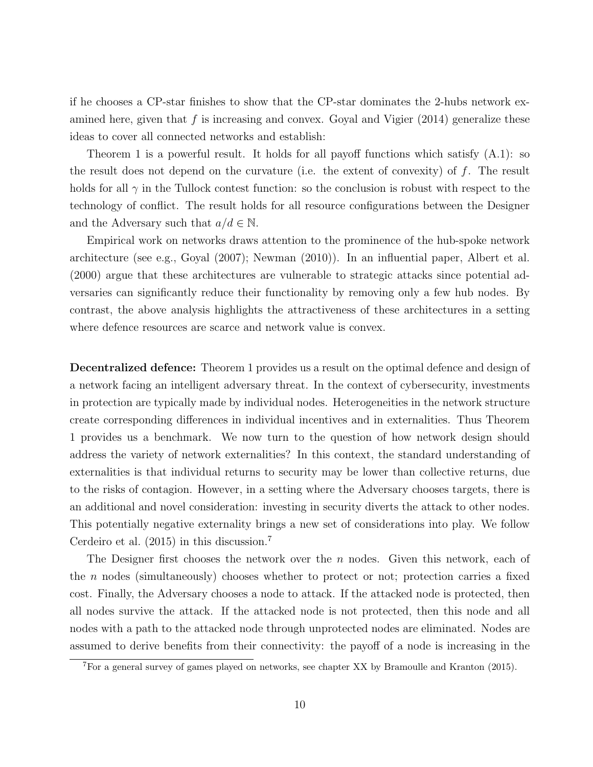if he chooses a CP-star finishes to show that the CP-star dominates the 2-hubs network examined here, given that $f$ is increasing and convex. Goyal and Vigier (2014) generalize these ideas to cover all connected networks and establish:

Theorem 1 is a powerful result. It holds for all payoff functions which satisfy (A.1): so the result does not depend on the curvature (i.e. the extent of convexity) of $f$. The result holds for all $\gamma$ in the Tullock contest function: so the conclusion is robust with respect to the technology of conflict. The result holds for all resource configurations between the Designer and the Adversary such that $a/d \in \mathbb{N}$.

Empirical work on networks draws attention to the prominence of the hub-spoke network architecture (see e.g., Goyal (2007); Newman (2010)). In an influential paper, Albert et al. (2000) argue that these architectures are vulnerable to strategic attacks since potential adversaries can significantly reduce their functionality by removing only a few hub nodes. By contrast, the above analysis highlights the attractiveness of these architectures in a setting where defence resources are scarce and network value is convex.

**Decentralized defence:** Theorem 1 provides us a result on the optimal defence and design of a network facing an intelligent adversary threat. In the context of cybersecurity, investments in protection are typically made by individual nodes. Heterogeneities in the network structure create corresponding differences in individual incentives and in externalities. Thus Theorem 1 provides us a benchmark. We now turn to the question of how network design should address the variety of network externalities? In this context, the standard understanding of externalities is that individual returns to security may be lower than collective returns, due to the risks of contagion. However, in a setting where the Adversary chooses targets, there is an additional and novel consideration: investing in security diverts the attack to other nodes. This potentially negative externality brings a new set of considerations into play. We follow Cerdeiro et al. (2015) in this discussion.[7]

The Designer first chooses the network over the $n$ nodes. Given this network, each of the $n$ nodes (simultaneously) chooses whether to protect or not; protection carries a fixed cost. Finally, the Adversary chooses a node to attack. If the attacked node is protected, then all nodes survive the attack. If the attacked node is not protected, then this node and all nodes with a path to the attacked node through unprotected nodes are eliminated. Nodes are assumed to derive benefits from their connectivity: the payoff of a node is increasing in the

[7] For a general survey of games played on networks, see chapter XX by Bramoulle and Kranton (2015).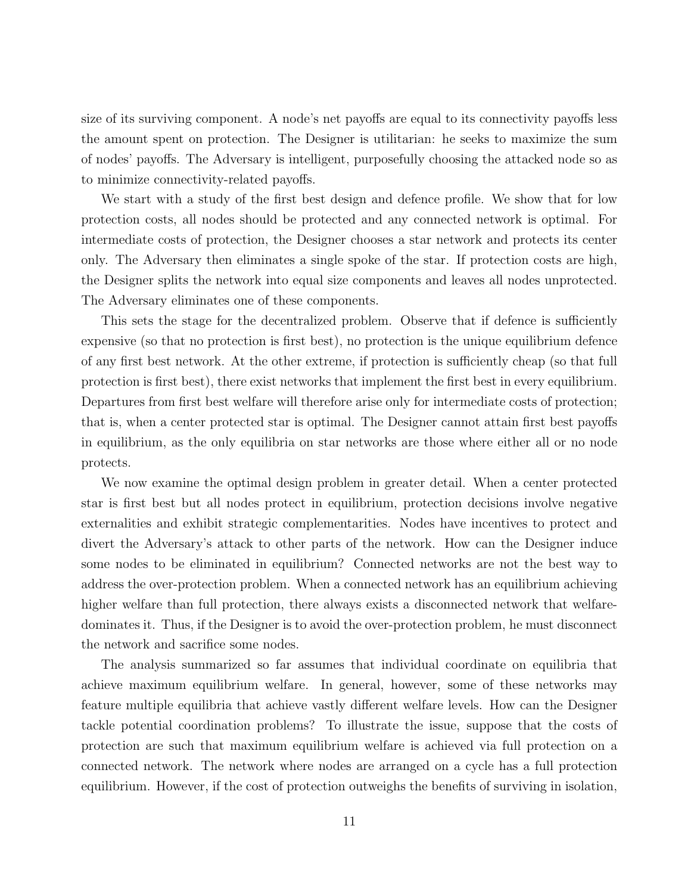size of its surviving component. A node's net payoffs are equal to its connectivity payoffs less the amount spent on protection. The Designer is utilitarian: he seeks to maximize the sum of nodes' payoffs. The Adversary is intelligent, purposefully choosing the attacked node so as to minimize connectivity-related payoffs.

We start with a study of the first best design and defence profile. We show that for low protection costs, all nodes should be protected and any connected network is optimal. For intermediate costs of protection, the Designer chooses a star network and protects its center only. The Adversary then eliminates a single spoke of the star. If protection costs are high, the Designer splits the network into equal size components and leaves all nodes unprotected. The Adversary eliminates one of these components.

This sets the stage for the decentralized problem. Observe that if defence is sufficiently expensive (so that no protection is first best), no protection is the unique equilibrium defence of any first best network. At the other extreme, if protection is sufficiently cheap (so that full protection is first best), there exist networks that implement the first best in every equilibrium. Departures from first best welfare will therefore arise only for intermediate costs of protection; that is, when a center protected star is optimal. The Designer cannot attain first best payoffs in equilibrium, as the only equilibria on star networks are those where either all or no node protects.

We now examine the optimal design problem in greater detail. When a center protected star is first best but all nodes protect in equilibrium, protection decisions involve negative externalities and exhibit strategic complementarities. Nodes have incentives to protect and divert the Adversary's attack to other parts of the network. How can the Designer induce some nodes to be eliminated in equilibrium? Connected networks are not the best way to address the over-protection problem. When a connected network has an equilibrium achieving higher welfare than full protection, there always exists a disconnected network that welfare-dominates it. Thus, if the Designer is to avoid the over-protection problem, he must disconnect the network and sacrifice some nodes.

The analysis summarized so far assumes that individual coordinate on equilibria that achieve maximum equilibrium welfare. In general, however, some of these networks may feature multiple equilibria that achieve vastly different welfare levels. How can the Designer tackle potential coordination problems? To illustrate the issue, suppose that the costs of protection are such that maximum equilibrium welfare is achieved via full protection on a connected network. The network where nodes are arranged on a cycle has a full protection equilibrium. However, if the cost of protection outweighs the benefits of surviving in isolation,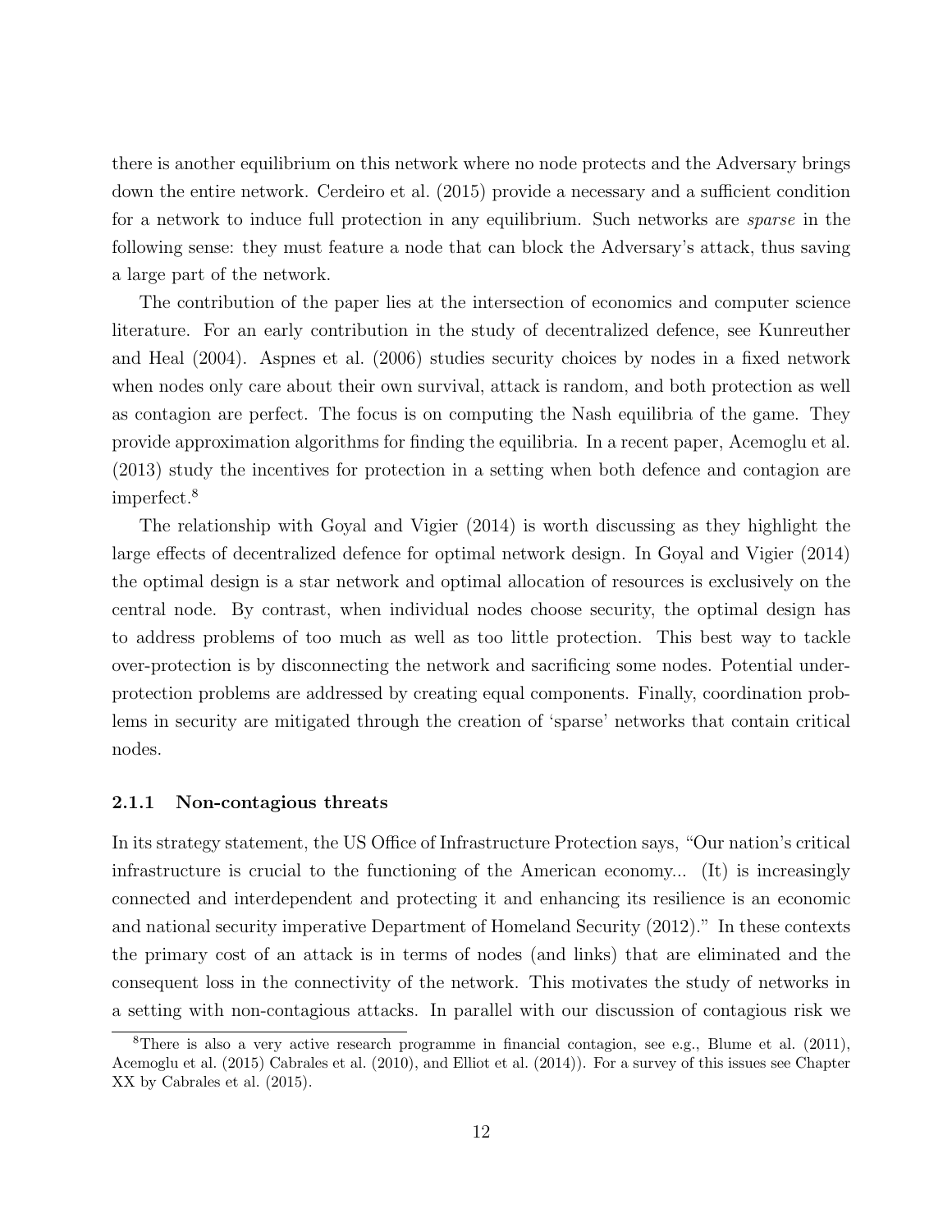there is another equilibrium on this network where no node protects and the Adversary brings down the entire network. Cerdeiro et al. (2015) provide a necessary and a sufficient condition for a network to induce full protection in any equilibrium. Such networks are *sparse* in the following sense: they must feature a node that can block the Adversary's attack, thus saving a large part of the network.

The contribution of the paper lies at the intersection of economics and computer science literature. For an early contribution in the study of decentralized defence, see Kunreuther and Heal (2004). Aspnes et al. (2006) studies security choices by nodes in a fixed network when nodes only care about their own survival, attack is random, and both protection as well as contagion are perfect. The focus is on computing the Nash equilibria of the game. They provide approximation algorithms for finding the equilibria. In a recent paper, Acemoglu et al. (2013) study the incentives for protection in a setting when both defence and contagion are imperfect.[8]

The relationship with Goyal and Vigier (2014) is worth discussing as they highlight the large effects of decentralized defence for optimal network design. In Goyal and Vigier (2014) the optimal design is a star network and optimal allocation of resources is exclusively on the central node. By contrast, when individual nodes choose security, the optimal design has to address problems of too much as well as too little protection. This best way to tackle over-protection is by disconnecting the network and sacrificing some nodes. Potential under-protection problems are addressed by creating equal components. Finally, coordination problems in security are mitigated through the creation of 'sparse' networks that contain critical nodes.

### 2.1.1 Non-contagious threats

In its strategy statement, the US Office of Infrastructure Protection says, "Our nation's critical infrastructure is crucial to the functioning of the American economy... (It) is increasingly connected and interdependent and protecting it and enhancing its resilience is an economic and national security imperative Department of Homeland Security (2012)." In these contexts the primary cost of an attack is in terms of nodes (and links) that are eliminated and the consequent loss in the connectivity of the network. This motivates the study of networks in a setting with non-contagious attacks. In parallel with our discussion of contagious risk we

[8] There is also a very active research programme in financial contagion, see e.g., Blume et al. (2011), Acemoglu et al. (2015) Cabrales et al. (2010), and Elliot et al. (2014)). For a survey of this issues see Chapter XX by Cabrales et al. (2015).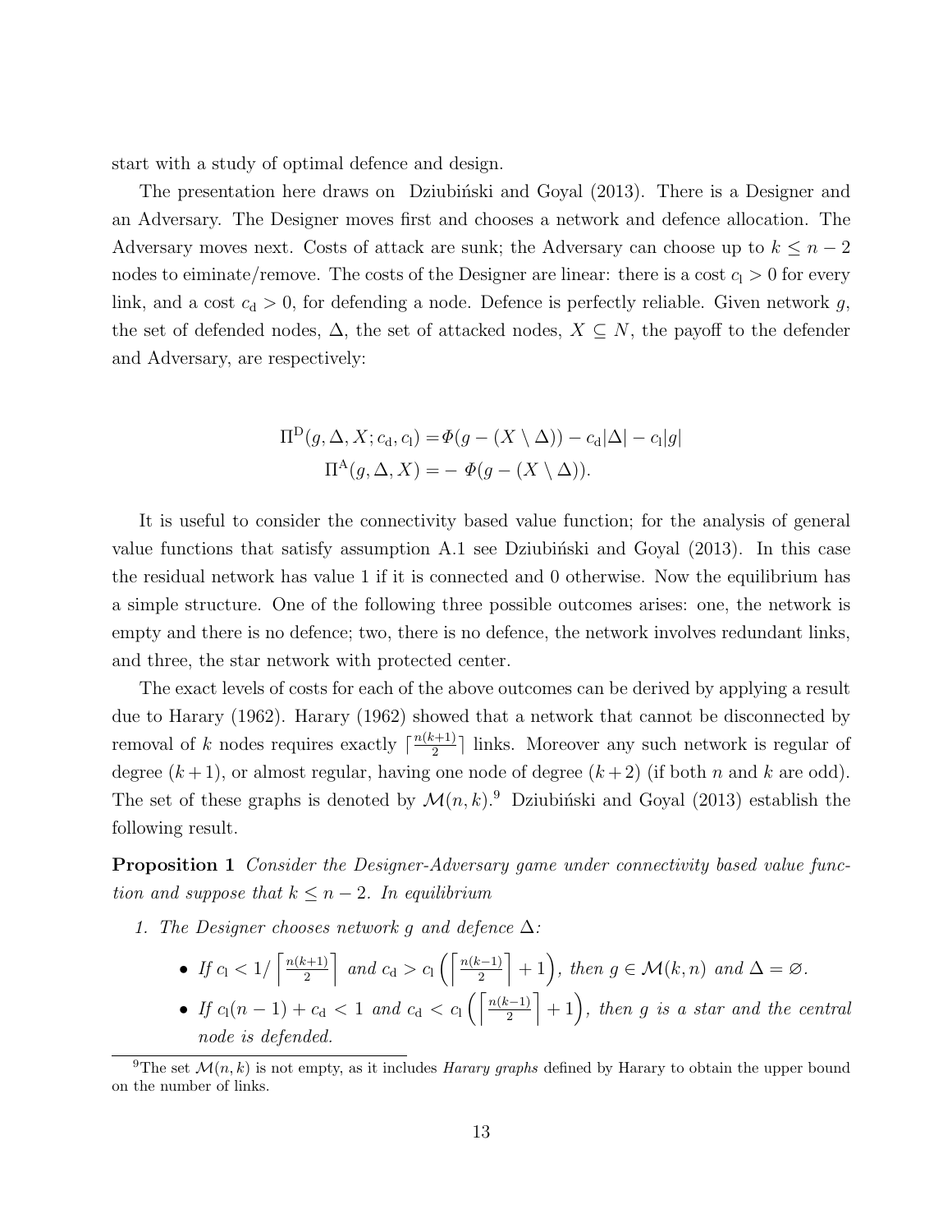start with a study of optimal defence and design.

The presentation here draws on Dziubiński and Goyal (2013). There is a Designer and an Adversary. The Designer moves first and chooses a network and defence allocation. The Adversary moves next. Costs of attack are sunk; the Adversary can choose up to $k \leq n-2$ nodes to eiminate/remove. The costs of the Designer are linear: there is a cost $c_{\mathrm{l}} > 0$ for every link, and a cost $c_{\mathrm{d}} > 0$, for defending a node. Defence is perfectly reliable. Given network $g$, the set of defended nodes, $\Delta$, the set of attacked nodes, $X \subseteq N$, the payoff to the defender and Adversary, are respectively:

$$
\begin{aligned}
\Pi^{\mathrm{D}}(g, \Delta, X; c_{\mathrm{d}}, c_{\mathrm{l}}) =& \varPhi(g - (X \setminus \Delta)) - c_{\mathrm{d}}|\Delta| - c_{\mathrm{l}}|g| \\
\Pi^{\mathrm{A}}(g, \Delta, X) =& - \varPhi(g - (X \setminus \Delta)).
\end{aligned}
$$

It is useful to consider the connectivity based value function; for the analysis of general value functions that satisfy assumption A.1 see Dziubiński and Goyal (2013). In this case the residual network has value 1 if it is connected and 0 otherwise. Now the equilibrium has a simple structure. One of the following three possible outcomes arises: one, the network is empty and there is no defence; two, there is no defence, the network involves redundant links, and three, the star network with protected center.

The exact levels of costs for each of the above outcomes can be derived by applying a result due to Harary (1962). Harary (1962) showed that a network that cannot be disconnected by removal of $k$ nodes requires exactly $\lceil \frac{n(k+1)}{2} \rceil$ links. Moreover any such network is regular of degree $(k+1)$, or almost regular, having one node of degree $(k+2)$ (if both $n$ and $k$ are odd). The set of these graphs is denoted by $\mathcal{M}(n,k)$.[9] Dziubiński and Goyal (2013) establish the following result.

**Proposition 1** *Consider the Designer-Adversary game under connectivity based value function and suppose that $k \leq n-2$. In equilibrium*

1. *The Designer chooses network $g$ and defence $\Delta$:*
   - *If $c_{\mathrm{l}} < 1/\left\lceil \frac{n(k+1)}{2} \right\rceil$ and $c_{\mathrm{d}} > c_{\mathrm{l}}\left(\left\lceil \frac{n(k-1)}{2} \right\rceil + 1\right)$, then $g \in \mathcal{M}(k,n)$ and $\Delta = \varnothing$.*
   - *If $c_{\mathrm{l}}(n-1) + c_{\mathrm{d}} < 1$ and $c_{\mathrm{d}} < c_{\mathrm{l}}\left(\left\lceil \frac{n(k-1)}{2} \right\rceil + 1\right)$, then $g$ is a star and the central node is defended.*

[9] The set $\mathcal{M}(n,k)$ is not empty, as it includes *Harary graphs* defined by Harary to obtain the upper bound on the number of links.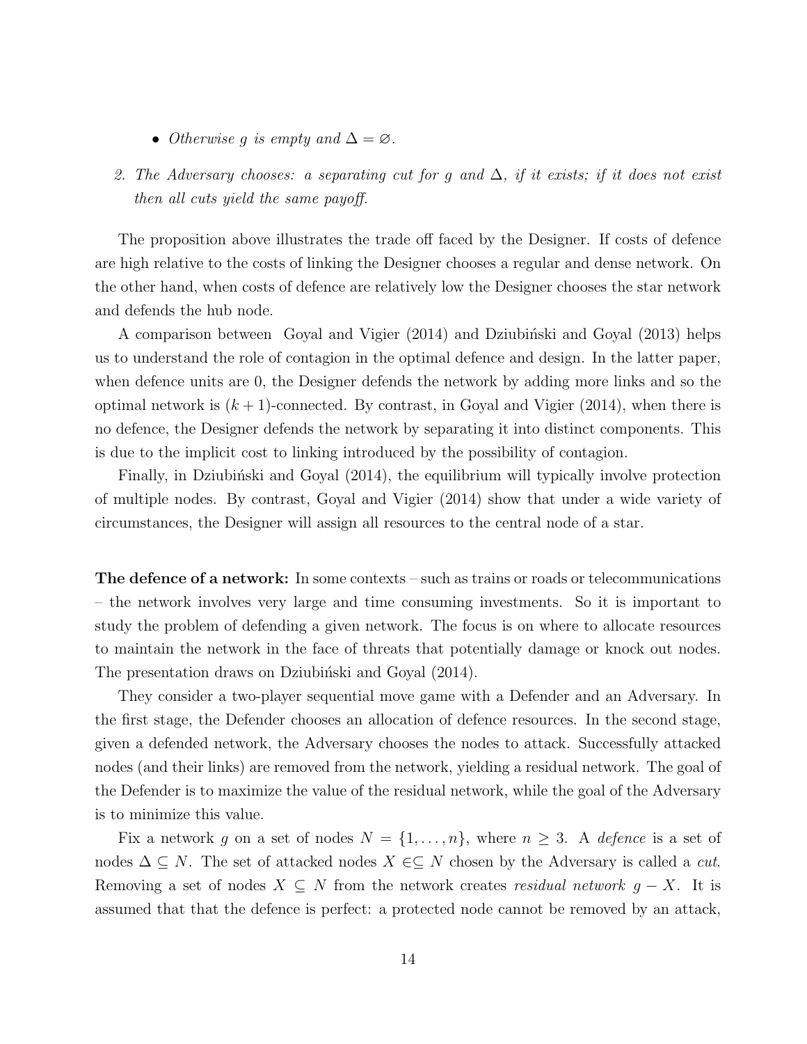- *Otherwise $g$ is empty and $\Delta = \varnothing$.*

2. *The Adversary chooses: a separating cut for $g$ and $\Delta$, if it exists; if it does not exist then all cuts yield the same payoff.*

The proposition above illustrates the trade off faced by the Designer. If costs of defence are high relative to the costs of linking the Designer chooses a regular and dense network. On the other hand, when costs of defence are relatively low the Designer chooses the star network and defends the hub node.

A comparison between Goyal and Vigier (2014) and Dziubiński and Goyal (2013) helps us to understand the role of contagion in the optimal defence and design. In the latter paper, when defence units are 0, the Designer defends the network by adding more links and so the optimal network is $(k+1)$-connected. By contrast, in Goyal and Vigier (2014), when there is no defence, the Designer defends the network by separating it into distinct components. This is due to the implicit cost to linking introduced by the possibility of contagion.

Finally, in Dziubiński and Goyal (2014), the equilibrium will typically involve protection of multiple nodes. By contrast, Goyal and Vigier (2014) show that under a wide variety of circumstances, the Designer will assign all resources to the central node of a star.

**The defence of a network:** In some contexts – such as trains or roads or telecommunications – the network involves very large and time consuming investments. So it is important to study the problem of defending a given network. The focus is on where to allocate resources to maintain the network in the face of threats that potentially damage or knock out nodes. The presentation draws on Dziubiński and Goyal (2014).

They consider a two-player sequential move game with a Defender and an Adversary. In the first stage, the Defender chooses an allocation of defence resources. In the second stage, given a defended network, the Adversary chooses the nodes to attack. Successfully attacked nodes (and their links) are removed from the network, yielding a residual network. The goal of the Defender is to maximize the value of the residual network, while the goal of the Adversary is to minimize this value.

Fix a network $g$ on a set of nodes $N = \{1, \ldots, n\}$, where $n \geq 3$. A *defence* is a set of nodes $\Delta \subseteq N$. The set of attacked nodes $X \in\subseteq N$ chosen by the Adversary is called a *cut*. Removing a set of nodes $X \subseteq N$ from the network creates *residual network* $g - X$. It is assumed that that the defence is perfect: a protected node cannot be removed by an attack,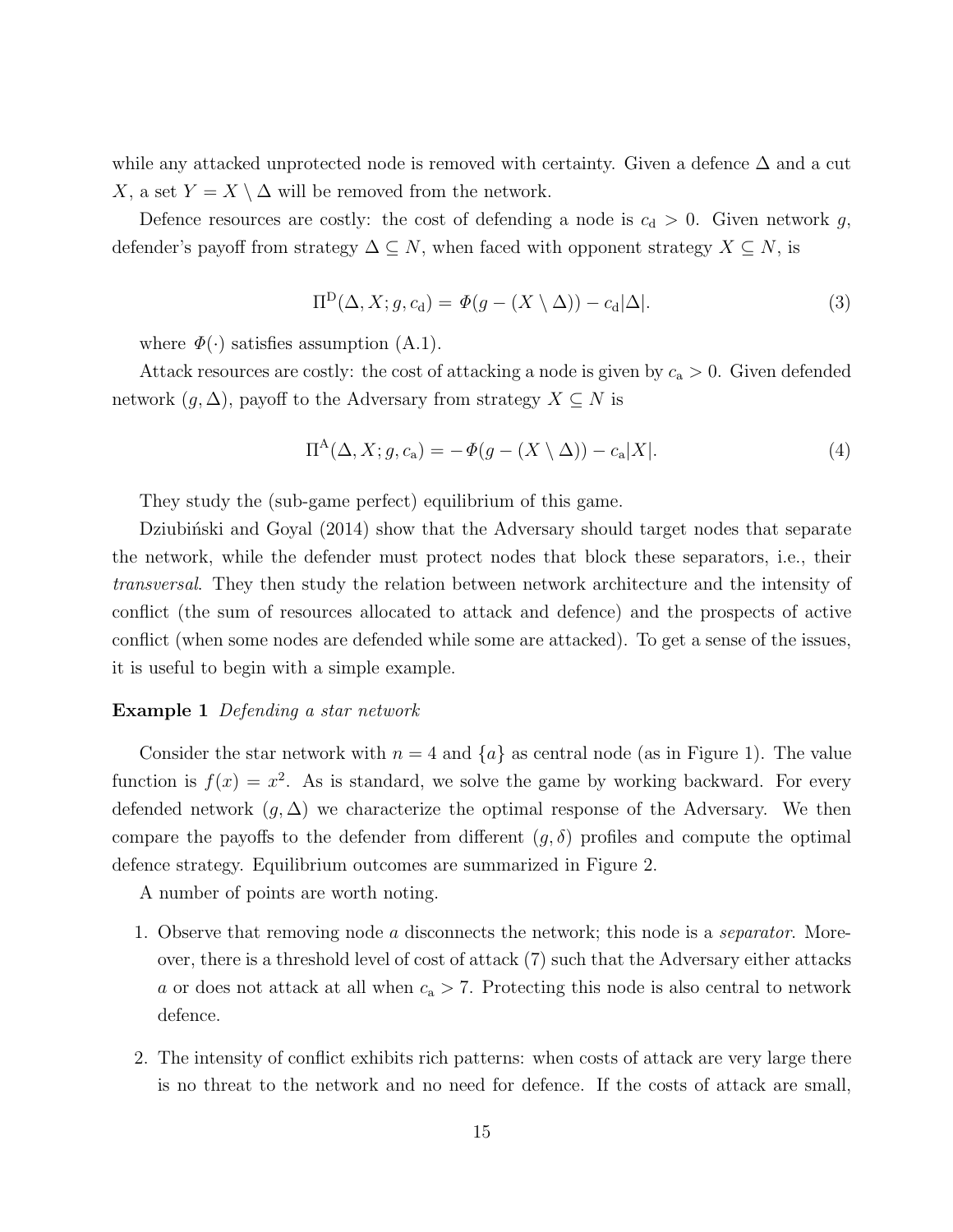while any attacked unprotected node is removed with certainty. Given a defence $\Delta$ and a cut $X$, a set $Y = X \setminus \Delta$ will be removed from the network.

Defence resources are costly: the cost of defending a node is $c_{\mathrm{d}} > 0$. Given network $g$, defender's payoff from strategy $\Delta \subseteq N$, when faced with opponent strategy $X \subseteq N$, is

$$\Pi^{\mathrm{D}}(\Delta, X; g, c_{\mathrm{d}}) = \Phi(g - (X \setminus \Delta)) - c_{\mathrm{d}}|\Delta|. \tag{3}$$

where $\Phi(\cdot)$ satisfies assumption (A.1).

Attack resources are costly: the cost of attacking a node is given by $c_{\mathrm{a}} > 0$. Given defended network $(g, \Delta)$, payoff to the Adversary from strategy $X \subseteq N$ is

$$\Pi^{\mathrm{A}}(\Delta, X; g, c_{\mathrm{a}}) = -\Phi(g - (X \setminus \Delta)) - c_{\mathrm{a}}|X|. \tag{4}$$

They study the (sub-game perfect) equilibrium of this game.

Dziubiński and Goyal (2014) show that the Adversary should target nodes that separate the network, while the defender must protect nodes that block these separators, i.e., their *transversal*. They then study the relation between network architecture and the intensity of conflict (the sum of resources allocated to attack and defence) and the prospects of active conflict (when some nodes are defended while some are attacked). To get a sense of the issues, it is useful to begin with a simple example.

**Example 1** *Defending a star network*

Consider the star network with $n = 4$ and $\{a\}$ as central node (as in Figure 1). The value function is $f(x) = x^2$. As is standard, we solve the game by working backward. For every defended network $(g, \Delta)$ we characterize the optimal response of the Adversary. We then compare the payoffs to the defender from different $(g, \delta)$ profiles and compute the optimal defence strategy. Equilibrium outcomes are summarized in Figure 2.

A number of points are worth noting.

1. Observe that removing node $a$ disconnects the network; this node is a *separator*. Moreover, there is a threshold level of cost of attack (7) such that the Adversary either attacks $a$ or does not attack at all when $c_{\mathrm{a}} > 7$. Protecting this node is also central to network defence.

2. The intensity of conflict exhibits rich patterns: when costs of attack are very large there is no threat to the network and no need for defence. If the costs of attack are small,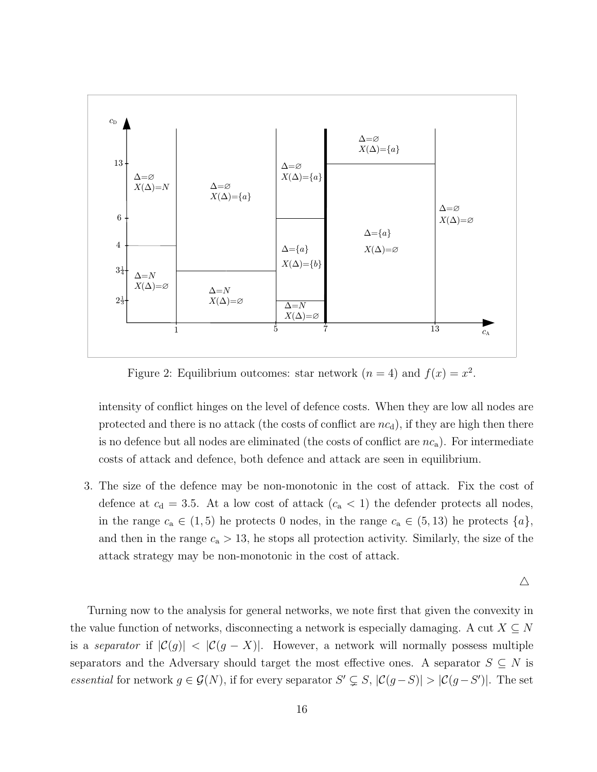Figure 2: Equilibrium outcomes: star network ($n = 4$) and $f(x) = x^2$.

intensity of conflict hinges on the level of defence costs. When they are low all nodes are protected and there is no attack (the costs of conflict are $nc_{\text{d}}$), if they are high then there is no defence but all nodes are eliminated (the costs of conflict are $nc_{\text{a}}$). For intermediate costs of attack and defence, both defence and attack are seen in equilibrium.

3. The size of the defence may be non-monotonic in the cost of attack. Fix the cost of defence at $c_{\text{d}} = 3.5$. At a low cost of attack ($c_{\text{a}} < 1$) the defender protects all nodes, in the range $c_{\text{a}} \in (1, 5)$ he protects 0 nodes, in the range $c_{\text{a}} \in (5, 13)$ he protects $\{a\}$, and then in the range $c_{\text{a}} > 13$, he stops all protection activity. Similarly, the size of the attack strategy may be non-monotonic in the cost of attack.

$\triangle$

Turning now to the analysis for general networks, we note first that given the convexity in the value function of networks, disconnecting a network is especially damaging. A cut $X \subseteq N$ is a *separator* if $|\mathcal{C}(g)| < |\mathcal{C}(g - X)|$. However, a network will normally possess multiple separators and the Adversary should target the most effective ones. A separator $S \subseteq N$ is *essential* for network $g \in \mathcal{G}(N)$, if for every separator $S' \subsetneq S$, $|\mathcal{C}(g - S)| > |\mathcal{C}(g - S')|$. The set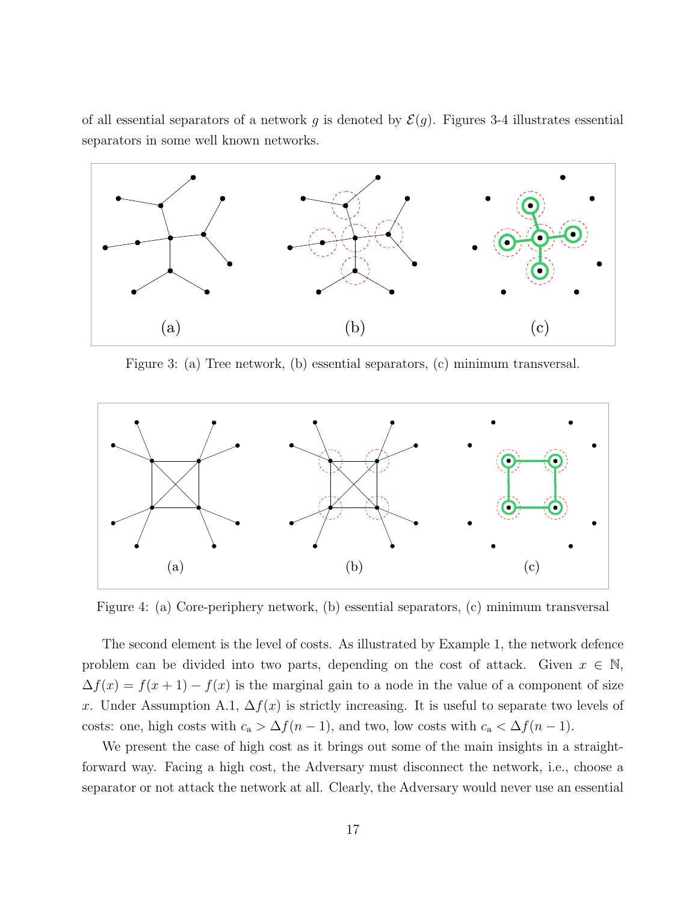of all essential separators of a network $g$ is denoted by $\mathcal{E}(g)$. Figures 3-4 illustrates essential separators in some well known networks.

Figure 3: (a) Tree network, (b) essential separators, (c) minimum transversal.

Figure 4: (a) Core-periphery network, (b) essential separators, (c) minimum transversal

The second element is the level of costs. As illustrated by Example 1, the network defence problem can be divided into two parts, depending on the cost of attack. Given $x \in \mathbb{N}$, $\Delta f(x) = f(x+1) - f(x)$ is the marginal gain to a node in the value of a component of size $x$. Under Assumption A.1, $\Delta f(x)$ is strictly increasing. It is useful to separate two levels of costs: one, high costs with $c_{\text{a}} > \Delta f(n-1)$, and two, low costs with $c_{\text{a}} < \Delta f(n-1)$.

We present the case of high cost as it brings out some of the main insights in a straightforward way. Facing a high cost, the Adversary must disconnect the network, i.e., choose a separator or not attack the network at all. Clearly, the Adversary would never use an essential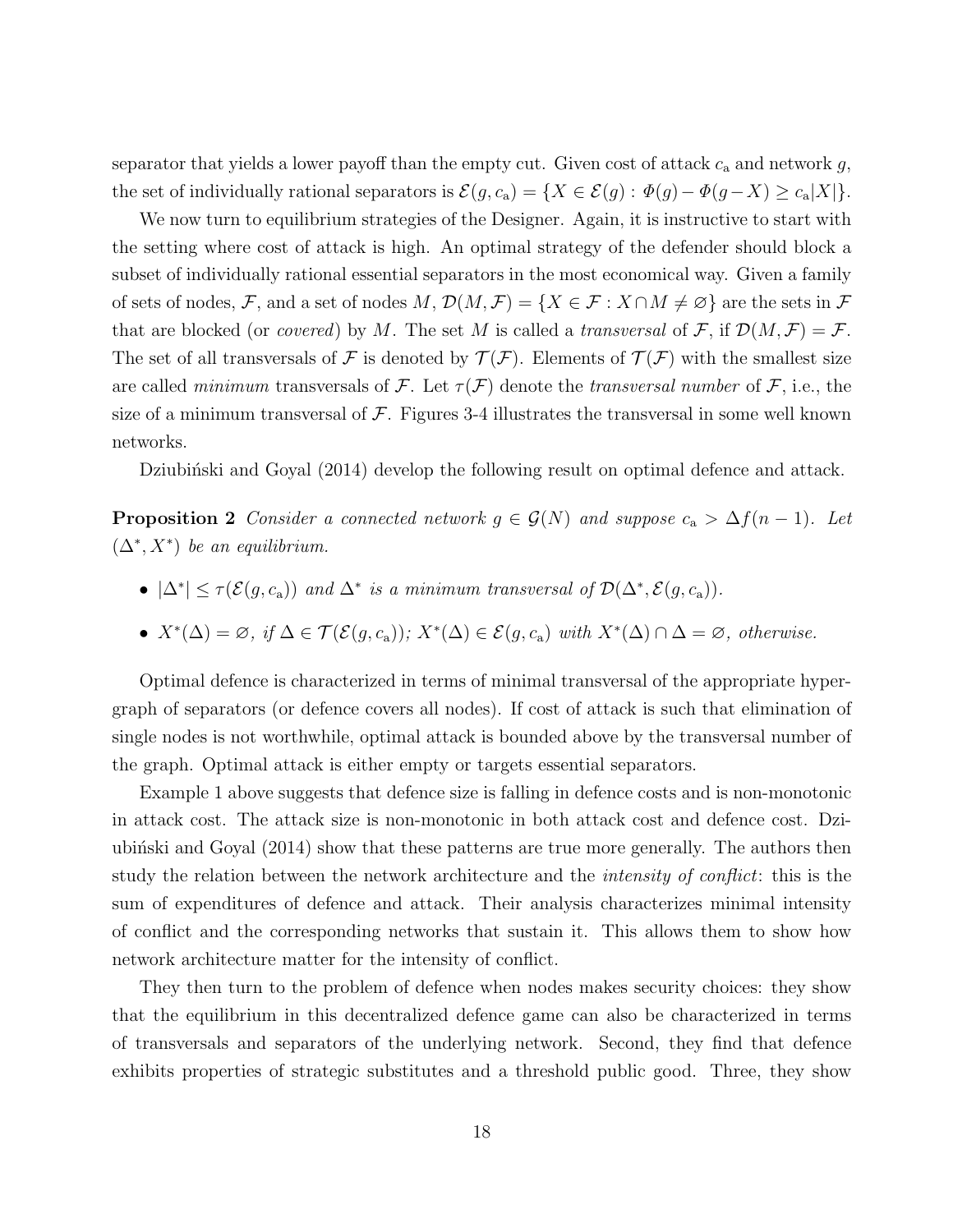separator that yields a lower payoff than the empty cut. Given cost of attack $c_a$ and network $g$, the set of individually rational separators is $\mathcal{E}(g, c_a) = \{X \in \mathcal{E}(g) : \Phi(g) - \Phi(g-X) \geq c_a|X|\}$.

We now turn to equilibrium strategies of the Designer. Again, it is instructive to start with the setting where cost of attack is high. An optimal strategy of the defender should block a subset of individually rational essential separators in the most economical way. Given a family of sets of nodes, $\mathcal{F}$, and a set of nodes $M$, $\mathcal{D}(M, \mathcal{F}) = \{X \in \mathcal{F} : X \cap M \neq \varnothing\}$ are the sets in $\mathcal{F}$ that are blocked (or *covered*) by $M$. The set $M$ is called a *transversal* of $\mathcal{F}$, if $\mathcal{D}(M, \mathcal{F}) = \mathcal{F}$. The set of all transversals of $\mathcal{F}$ is denoted by $\mathcal{T}(\mathcal{F})$. Elements of $\mathcal{T}(\mathcal{F})$ with the smallest size are called *minimum* transversals of $\mathcal{F}$. Let $\tau(\mathcal{F})$ denote the *transversal number* of $\mathcal{F}$, i.e., the size of a minimum transversal of $\mathcal{F}$. Figures 3-4 illustrates the transversal in some well known networks.

Dziubiński and Goyal (2014) develop the following result on optimal defence and attack.

**Proposition 2** *Consider a connected network $g \in \mathcal{G}(N)$ and suppose $c_a > \Delta f(n-1)$. Let $(\Delta^*, X^*)$ be an equilibrium.*

- *$|\Delta^*| \leq \tau(\mathcal{E}(g, c_a))$ and $\Delta^*$ is a minimum transversal of $\mathcal{D}(\Delta^*, \mathcal{E}(g, c_a))$.*
- *$X^*(\Delta) = \varnothing$, if $\Delta \in \mathcal{T}(\mathcal{E}(g, c_a))$; $X^*(\Delta) \in \mathcal{E}(g, c_a)$ with $X^*(\Delta) \cap \Delta = \varnothing$, otherwise.*

Optimal defence is characterized in terms of minimal transversal of the appropriate hypergraph of separators (or defence covers all nodes). If cost of attack is such that elimination of single nodes is not worthwhile, optimal attack is bounded above by the transversal number of the graph. Optimal attack is either empty or targets essential separators.

Example 1 above suggests that defence size is falling in defence costs and is non-monotonic in attack cost. The attack size is non-monotonic in both attack cost and defence cost. Dziubiński and Goyal (2014) show that these patterns are true more generally. The authors then study the relation between the network architecture and the *intensity of conflict*: this is the sum of expenditures of defence and attack. Their analysis characterizes minimal intensity of conflict and the corresponding networks that sustain it. This allows them to show how network architecture matter for the intensity of conflict.

They then turn to the problem of defence when nodes makes security choices: they show that the equilibrium in this decentralized defence game can also be characterized in terms of transversals and separators of the underlying network. Second, they find that defence exhibits properties of strategic substitutes and a threshold public good. Three, they show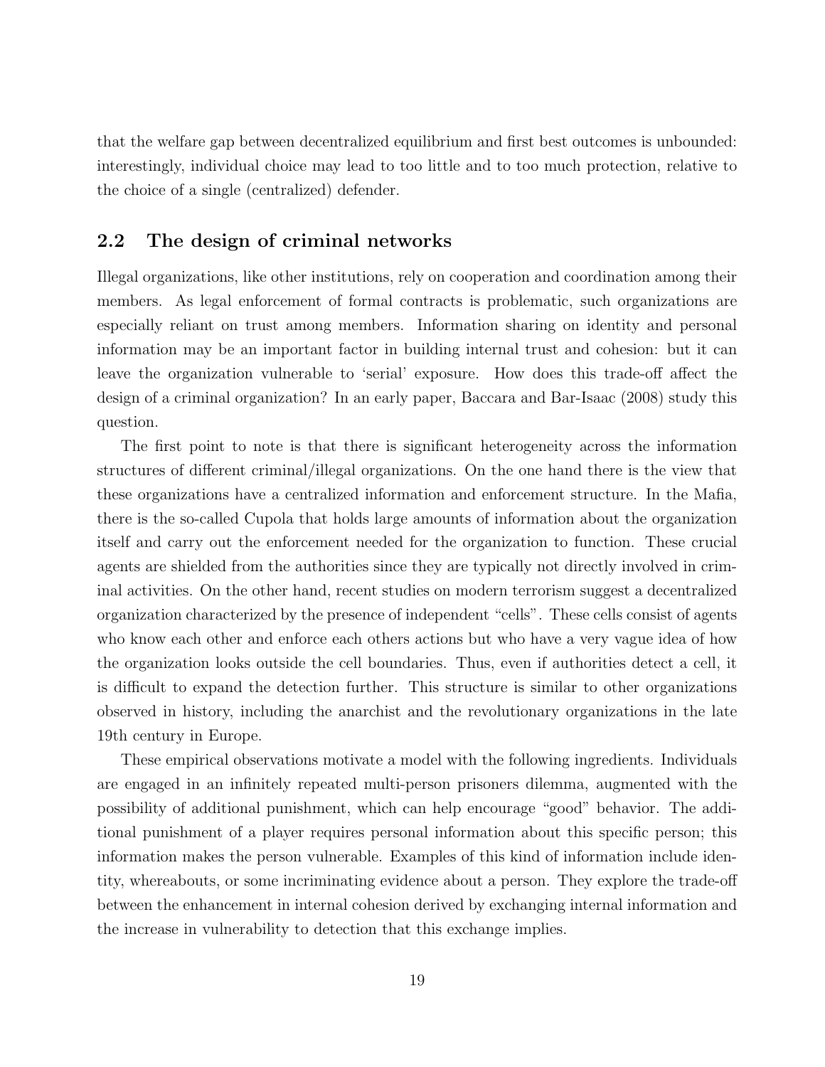that the welfare gap between decentralized equilibrium and first best outcomes is unbounded: interestingly, individual choice may lead to too little and to too much protection, relative to the choice of a single (centralized) defender.

## 2.2 The design of criminal networks

Illegal organizations, like other institutions, rely on cooperation and coordination among their members. As legal enforcement of formal contracts is problematic, such organizations are especially reliant on trust among members. Information sharing on identity and personal information may be an important factor in building internal trust and cohesion: but it can leave the organization vulnerable to 'serial' exposure. How does this trade-off affect the design of a criminal organization? In an early paper, Baccara and Bar-Isaac (2008) study this question.

The first point to note is that there is significant heterogeneity across the information structures of different criminal/illegal organizations. On the one hand there is the view that these organizations have a centralized information and enforcement structure. In the Mafia, there is the so-called Cupola that holds large amounts of information about the organization itself and carry out the enforcement needed for the organization to function. These crucial agents are shielded from the authorities since they are typically not directly involved in criminal activities. On the other hand, recent studies on modern terrorism suggest a decentralized organization characterized by the presence of independent "cells". These cells consist of agents who know each other and enforce each others actions but who have a very vague idea of how the organization looks outside the cell boundaries. Thus, even if authorities detect a cell, it is difficult to expand the detection further. This structure is similar to other organizations observed in history, including the anarchist and the revolutionary organizations in the late 19th century in Europe.

These empirical observations motivate a model with the following ingredients. Individuals are engaged in an infinitely repeated multi-person prisoners dilemma, augmented with the possibility of additional punishment, which can help encourage "good" behavior. The additional punishment of a player requires personal information about this specific person; this information makes the person vulnerable. Examples of this kind of information include identity, whereabouts, or some incriminating evidence about a person. They explore the trade-off between the enhancement in internal cohesion derived by exchanging internal information and the increase in vulnerability to detection that this exchange implies.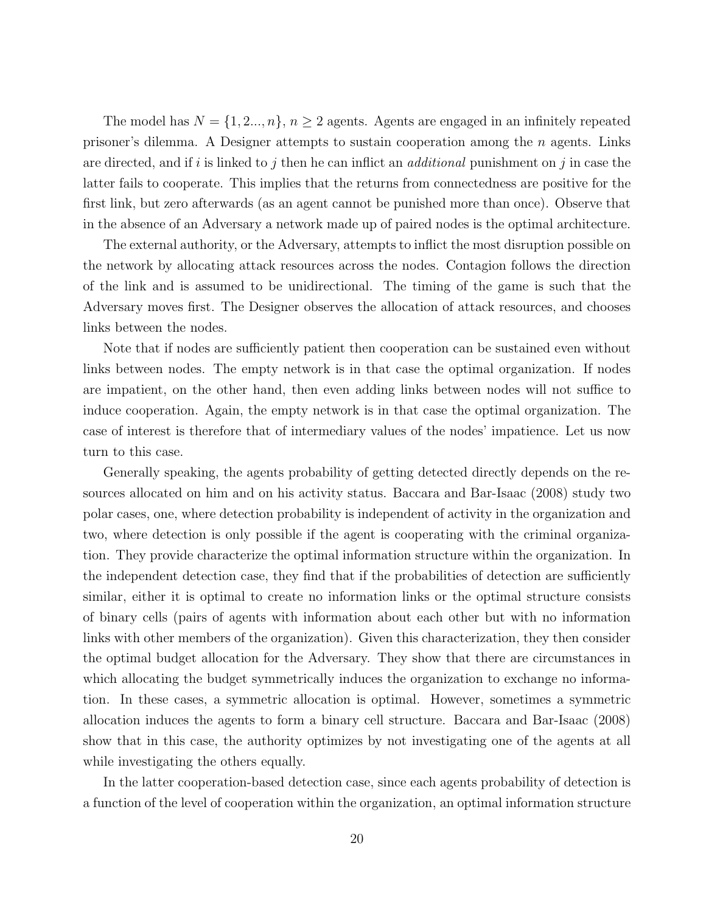The model has $N = \{1, 2..., n\}$, $n \geq 2$ agents. Agents are engaged in an infinitely repeated prisoner's dilemma. A Designer attempts to sustain cooperation among the $n$ agents. Links are directed, and if $i$ is linked to $j$ then he can inflict an *additional* punishment on $j$ in case the latter fails to cooperate. This implies that the returns from connectedness are positive for the first link, but zero afterwards (as an agent cannot be punished more than once). Observe that in the absence of an Adversary a network made up of paired nodes is the optimal architecture.

The external authority, or the Adversary, attempts to inflict the most disruption possible on the network by allocating attack resources across the nodes. Contagion follows the direction of the link and is assumed to be unidirectional. The timing of the game is such that the Adversary moves first. The Designer observes the allocation of attack resources, and chooses links between the nodes.

Note that if nodes are sufficiently patient then cooperation can be sustained even without links between nodes. The empty network is in that case the optimal organization. If nodes are impatient, on the other hand, then even adding links between nodes will not suffice to induce cooperation. Again, the empty network is in that case the optimal organization. The case of interest is therefore that of intermediary values of the nodes' impatience. Let us now turn to this case.

Generally speaking, the agents probability of getting detected directly depends on the resources allocated on him and on his activity status. Baccara and Bar-Isaac (2008) study two polar cases, one, where detection probability is independent of activity in the organization and two, where detection is only possible if the agent is cooperating with the criminal organization. They provide characterize the optimal information structure within the organization. In the independent detection case, they find that if the probabilities of detection are sufficiently similar, either it is optimal to create no information links or the optimal structure consists of binary cells (pairs of agents with information about each other but with no information links with other members of the organization). Given this characterization, they then consider the optimal budget allocation for the Adversary. They show that there are circumstances in which allocating the budget symmetrically induces the organization to exchange no information. In these cases, a symmetric allocation is optimal. However, sometimes a symmetric allocation induces the agents to form a binary cell structure. Baccara and Bar-Isaac (2008) show that in this case, the authority optimizes by not investigating one of the agents at all while investigating the others equally.

In the latter cooperation-based detection case, since each agents probability of detection is a function of the level of cooperation within the organization, an optimal information structure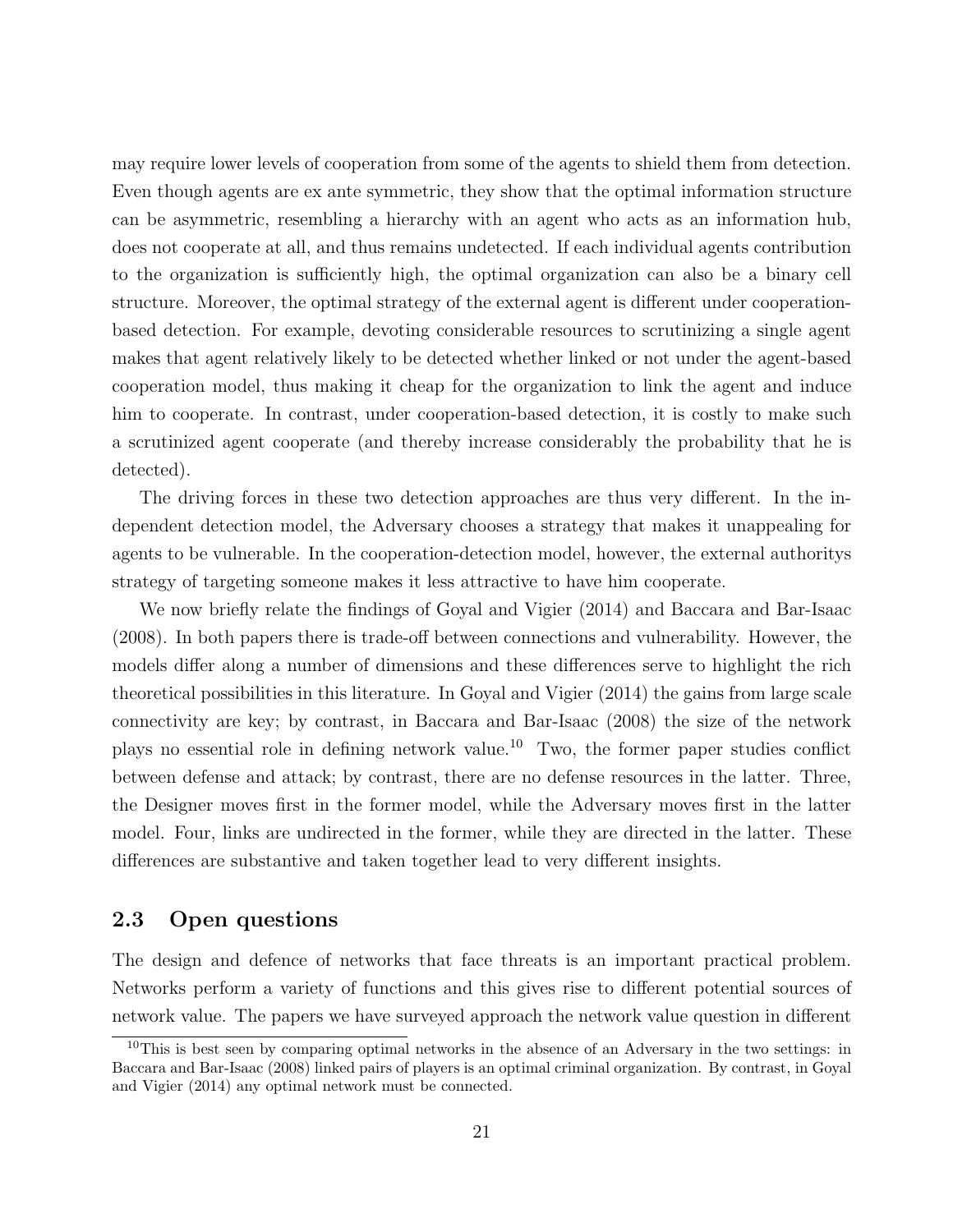may require lower levels of cooperation from some of the agents to shield them from detection. Even though agents are ex ante symmetric, they show that the optimal information structure can be asymmetric, resembling a hierarchy with an agent who acts as an information hub, does not cooperate at all, and thus remains undetected. If each individual agents contribution to the organization is sufficiently high, the optimal organization can also be a binary cell structure. Moreover, the optimal strategy of the external agent is different under cooperation-based detection. For example, devoting considerable resources to scrutinizing a single agent makes that agent relatively likely to be detected whether linked or not under the agent-based cooperation model, thus making it cheap for the organization to link the agent and induce him to cooperate. In contrast, under cooperation-based detection, it is costly to make such a scrutinized agent cooperate (and thereby increase considerably the probability that he is detected).

The driving forces in these two detection approaches are thus very different. In the independent detection model, the Adversary chooses a strategy that makes it unappealing for agents to be vulnerable. In the cooperation-detection model, however, the external authoritys strategy of targeting someone makes it less attractive to have him cooperate.

We now briefly relate the findings of Goyal and Vigier (2014) and Baccara and Bar-Isaac (2008). In both papers there is trade-off between connections and vulnerability. However, the models differ along a number of dimensions and these differences serve to highlight the rich theoretical possibilities in this literature. In Goyal and Vigier (2014) the gains from large scale connectivity are key; by contrast, in Baccara and Bar-Isaac (2008) the size of the network plays no essential role in defining network value.[10] Two, the former paper studies conflict between defense and attack; by contrast, there are no defense resources in the latter. Three, the Designer moves first in the former model, while the Adversary moves first in the latter model. Four, links are undirected in the former, while they are directed in the latter. These differences are substantive and taken together lead to very different insights.

## 2.3 Open questions

The design and defence of networks that face threats is an important practical problem. Networks perform a variety of functions and this gives rise to different potential sources of network value. The papers we have surveyed approach the network value question in different

[10] This is best seen by comparing optimal networks in the absence of an Adversary in the two settings: in Baccara and Bar-Isaac (2008) linked pairs of players is an optimal criminal organization. By contrast, in Goyal and Vigier (2014) any optimal network must be connected.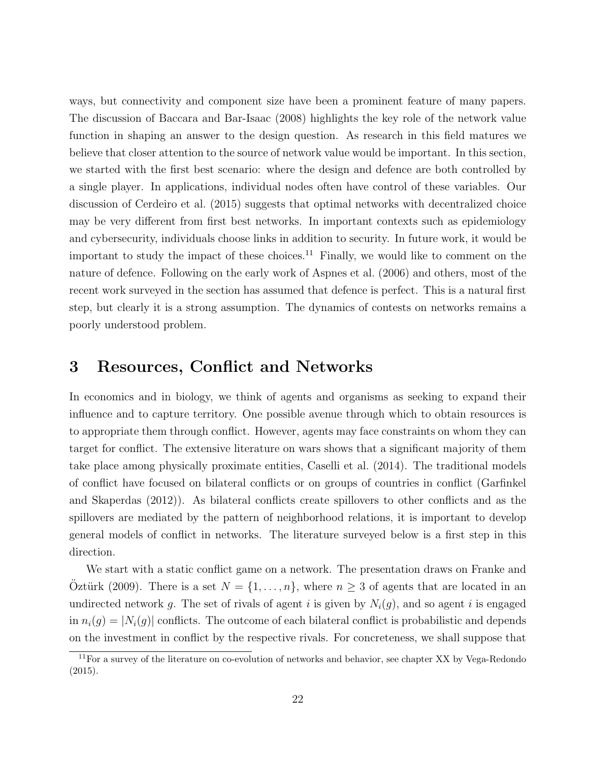ways, but connectivity and component size have been a prominent feature of many papers. The discussion of Baccara and Bar-Isaac (2008) highlights the key role of the network value function in shaping an answer to the design question. As research in this field matures we believe that closer attention to the source of network value would be important. In this section, we started with the first best scenario: where the design and defence are both controlled by a single player. In applications, individual nodes often have control of these variables. Our discussion of Cerdeiro et al. (2015) suggests that optimal networks with decentralized choice may be very different from first best networks. In important contexts such as epidemiology and cybersecurity, individuals choose links in addition to security. In future work, it would be important to study the impact of these choices.[11] Finally, we would like to comment on the nature of defence. Following on the early work of Aspnes et al. (2006) and others, most of the recent work surveyed in the section has assumed that defence is perfect. This is a natural first step, but clearly it is a strong assumption. The dynamics of contests on networks remains a poorly understood problem.

# 3 Resources, Conflict and Networks

In economics and in biology, we think of agents and organisms as seeking to expand their influence and to capture territory. One possible avenue through which to obtain resources is to appropriate them through conflict. However, agents may face constraints on whom they can target for conflict. The extensive literature on wars shows that a significant majority of them take place among physically proximate entities, Caselli et al. (2014). The traditional models of conflict have focused on bilateral conflicts or on groups of countries in conflict (Garfinkel and Skaperdas (2012)). As bilateral conflicts create spillovers to other conflicts and as the spillovers are mediated by the pattern of neighborhood relations, it is important to develop general models of conflict in networks. The literature surveyed below is a first step in this direction.

We start with a static conflict game on a network. The presentation draws on Franke and Öztürk (2009). There is a set $N = \{1, \ldots, n\}$, where $n \geq 3$ of agents that are located in an undirected network $g$. The set of rivals of agent $i$ is given by $N_i(g)$, and so agent $i$ is engaged in $n_i(g) = |N_i(g)|$ conflicts. The outcome of each bilateral conflict is probabilistic and depends on the investment in conflict by the respective rivals. For concreteness, we shall suppose that

[11] For a survey of the literature on co-evolution of networks and behavior, see chapter XX by Vega-Redondo (2015).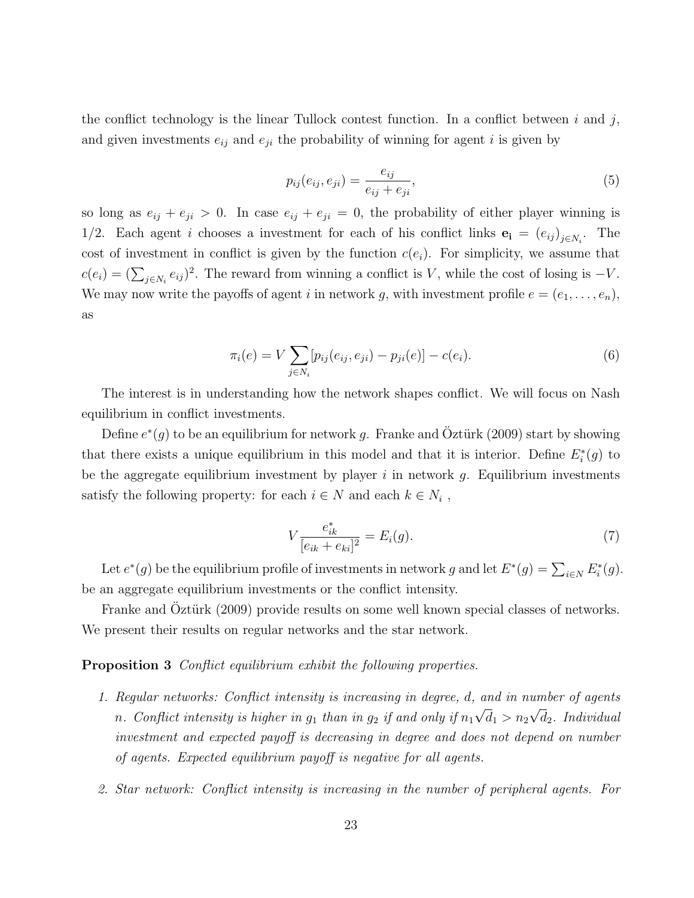the conflict technology is the linear Tullock contest function. In a conflict between $i$ and $j$, and given investments $e_{ij}$ and $e_{ji}$ the probability of winning for agent $i$ is given by

$$p_{ij}(e_{ij}, e_{ji}) = \frac{e_{ij}}{e_{ij} + e_{ji}}, \tag{5}$$

so long as $e_{ij} + e_{ji} > 0$. In case $e_{ij} + e_{ji} = 0$, the probability of either player winning is 1/2. Each agent $i$ chooses a investment for each of his conflict links $\mathbf{e_i} = (e_{ij})_{j \in N_i}$. The cost of investment in conflict is given by the function $c(e_i)$. For simplicity, we assume that $c(e_i) = (\sum_{j \in N_i} e_{ij})^2$. The reward from winning a conflict is $V$, while the cost of losing is $-V$. We may now write the payoffs of agent $i$ in network $g$, with investment profile $e = (e_1, \ldots, e_n)$, as

$$\pi_i(e) = V \sum_{j \in N_i} [p_{ij}(e_{ij}, e_{ji}) - p_{ji}(e)] - c(e_i). \tag{6}$$

The interest is in understanding how the network shapes conflict. We will focus on Nash equilibrium in conflict investments.

Define $e^*(g)$ to be an equilibrium for network $g$. Franke and Öztürk (2009) start by showing that there exists a unique equilibrium in this model and that it is interior. Define $E_i^*(g)$ to be the aggregate equilibrium investment by player $i$ in network $g$. Equilibrium investments satisfy the following property: for each $i \in N$ and each $k \in N_i$ ,

$$V \frac{e^*_{ik}}{[e_{ik} + e_{ki}]^2} = E_i(g). \tag{7}$$

Let $e^*(g)$ be the equilibrium profile of investments in network $g$ and let $E^*(g) = \sum_{i \in N} E_i^*(g)$. be an aggregate equilibrium investments or the conflict intensity.

Franke and Öztürk (2009) provide results on some well known special classes of networks. We present their results on regular networks and the star network.

**Proposition 3** *Conflict equilibrium exhibit the following properties.*

1. *Regular networks: Conflict intensity is increasing in degree, $d$, and in number of agents $n$. Conflict intensity is higher in $g_1$ than in $g_2$ if and only if $n_1\sqrt{d_1} > n_2\sqrt{d_2}$. Individual investment and expected payoff is decreasing in degree and does not depend on number of agents. Expected equilibrium payoff is negative for all agents.*

2. *Star network: Conflict intensity is increasing in the number of peripheral agents. For*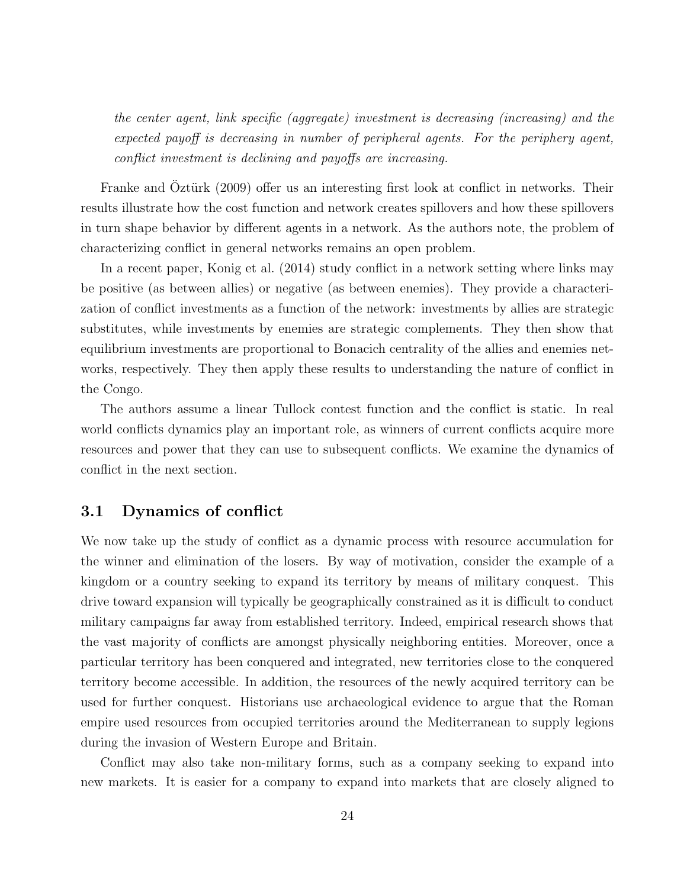*the center agent, link specific (aggregate) investment is decreasing (increasing) and the expected payoff is decreasing in number of peripheral agents. For the periphery agent, conflict investment is declining and payoffs are increasing.*

Franke and Öztürk (2009) offer us an interesting first look at conflict in networks. Their results illustrate how the cost function and network creates spillovers and how these spillovers in turn shape behavior by different agents in a network. As the authors note, the problem of characterizing conflict in general networks remains an open problem.

In a recent paper, Konig et al. (2014) study conflict in a network setting where links may be positive (as between allies) or negative (as between enemies). They provide a characterization of conflict investments as a function of the network: investments by allies are strategic substitutes, while investments by enemies are strategic complements. They then show that equilibrium investments are proportional to Bonacich centrality of the allies and enemies networks, respectively. They then apply these results to understanding the nature of conflict in the Congo.

The authors assume a linear Tullock contest function and the conflict is static. In real world conflicts dynamics play an important role, as winners of current conflicts acquire more resources and power that they can use to subsequent conflicts. We examine the dynamics of conflict in the next section.

### 3.1 Dynamics of conflict

We now take up the study of conflict as a dynamic process with resource accumulation for the winner and elimination of the losers. By way of motivation, consider the example of a kingdom or a country seeking to expand its territory by means of military conquest. This drive toward expansion will typically be geographically constrained as it is difficult to conduct military campaigns far away from established territory. Indeed, empirical research shows that the vast majority of conflicts are amongst physically neighboring entities. Moreover, once a particular territory has been conquered and integrated, new territories close to the conquered territory become accessible. In addition, the resources of the newly acquired territory can be used for further conquest. Historians use archaeological evidence to argue that the Roman empire used resources from occupied territories around the Mediterranean to supply legions during the invasion of Western Europe and Britain.

Conflict may also take non-military forms, such as a company seeking to expand into new markets. It is easier for a company to expand into markets that are closely aligned to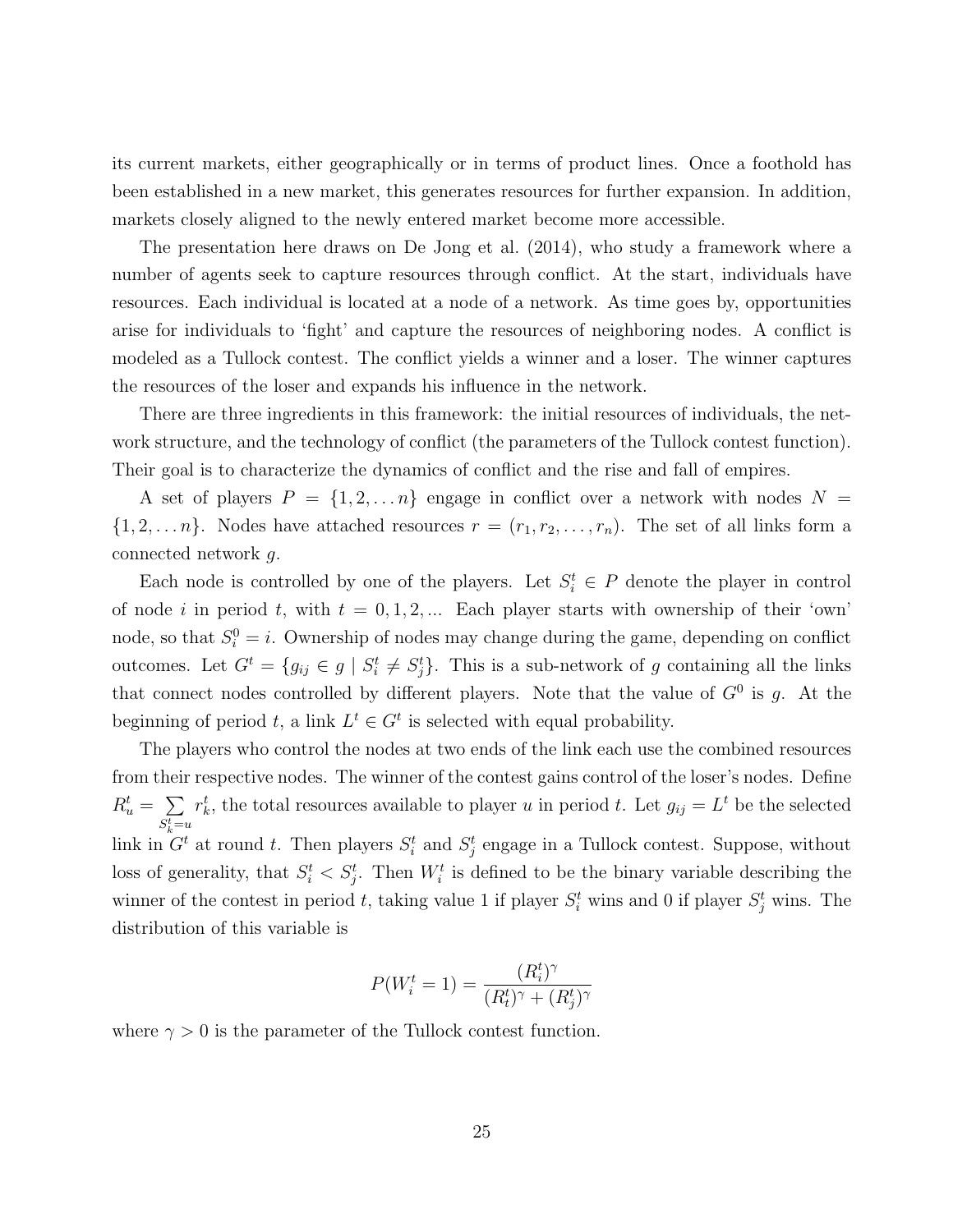its current markets, either geographically or in terms of product lines. Once a foothold has been established in a new market, this generates resources for further expansion. In addition, markets closely aligned to the newly entered market become more accessible.

The presentation here draws on De Jong et al. (2014), who study a framework where a number of agents seek to capture resources through conflict. At the start, individuals have resources. Each individual is located at a node of a network. As time goes by, opportunities arise for individuals to 'fight' and capture the resources of neighboring nodes. A conflict is modeled as a Tullock contest. The conflict yields a winner and a loser. The winner captures the resources of the loser and expands his influence in the network.

There are three ingredients in this framework: the initial resources of individuals, the network structure, and the technology of conflict (the parameters of the Tullock contest function). Their goal is to characterize the dynamics of conflict and the rise and fall of empires.

A set of players $P = \{1, 2, \ldots n\}$ engage in conflict over a network with nodes $N = \{1, 2, \ldots n\}$. Nodes have attached resources $r = (r_1, r_2, \ldots, r_n)$. The set of all links form a connected network $g$.

Each node is controlled by one of the players. Let $S_i^t \in P$ denote the player in control of node $i$ in period $t$, with $t = 0, 1, 2, \ldots$ Each player starts with ownership of their 'own' node, so that $S_i^0 = i$. Ownership of nodes may change during the game, depending on conflict outcomes. Let $G^t = \{g_{ij} \in g \mid S_i^t \neq S_j^t\}$. This is a sub-network of $g$ containing all the links that connect nodes controlled by different players. Note that the value of $G^0$ is $g$. At the beginning of period $t$, a link $L^t \in G^t$ is selected with equal probability.

The players who control the nodes at two ends of the link each use the combined resources from their respective nodes. The winner of the contest gains control of the loser's nodes. Define $R_u^t = \sum_{S_k^t = u} r_k^t$, the total resources available to player $u$ in period $t$. Let $g_{ij} = L^t$ be the selected link in $G^t$ at round $t$. Then players $S_i^t$ and $S_j^t$ engage in a Tullock contest. Suppose, without loss of generality, that $S_i^t < S_j^t$. Then $W_i^t$ is defined to be the binary variable describing the winner of the contest in period $t$, taking value 1 if player $S_i^t$ wins and 0 if player $S_j^t$ wins. The distribution of this variable is

$$P(W_i^t = 1) = \frac{(R_i^t)^\gamma}{(R_t^t)^\gamma + (R_j^t)^\gamma}$$

where $\gamma > 0$ is the parameter of the Tullock contest function.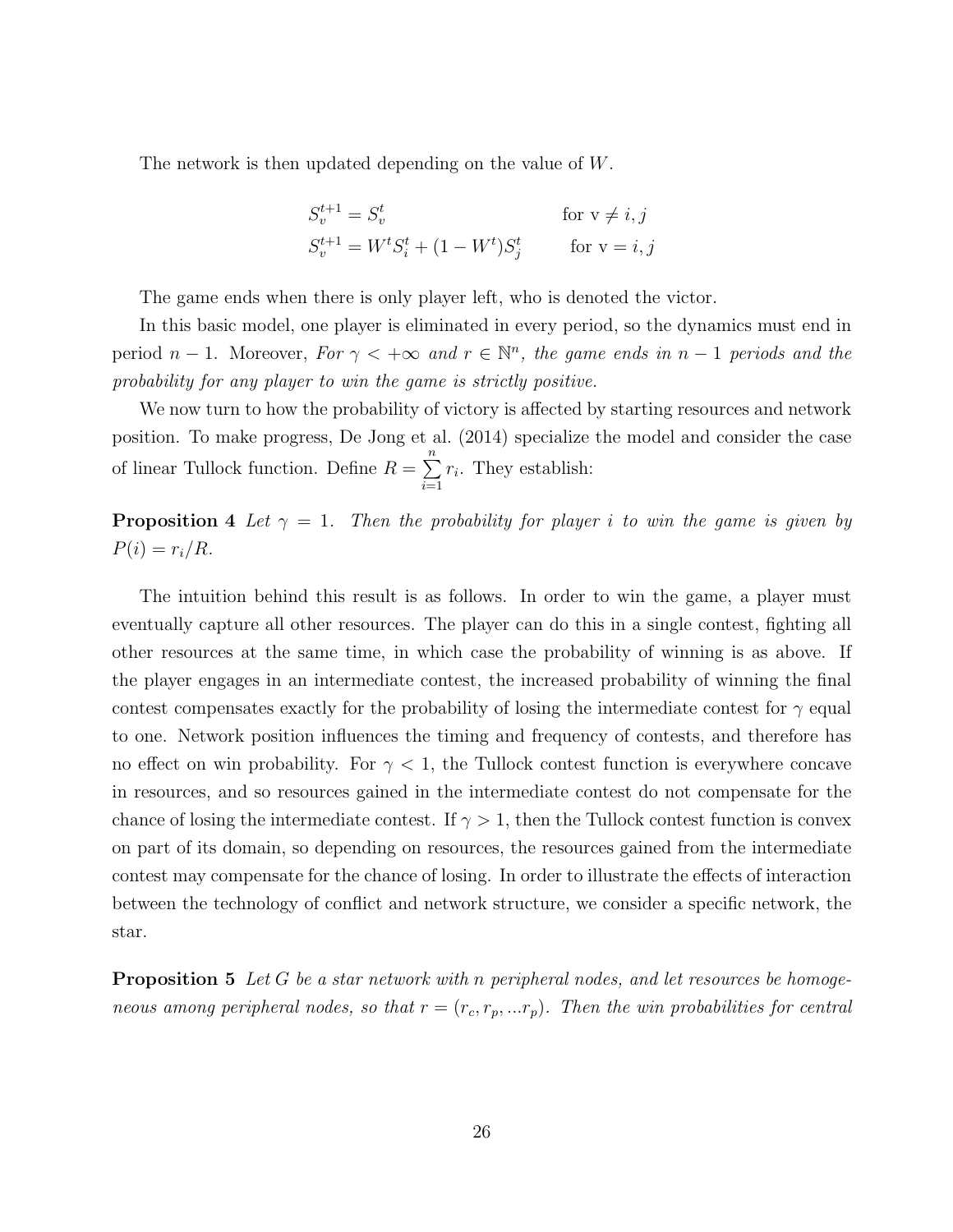The network is then updated depending on the value of $W$.

$$S_v^{t+1} = S_v^t \qquad \text{for v} \neq i, j$$
$$S_v^{t+1} = W^t S_i^t + (1 - W^t) S_j^t \qquad \text{for v} = i, j$$

The game ends when there is only player left, who is denoted the victor.

In this basic model, one player is eliminated in every period, so the dynamics must end in period $n-1$. Moreover, *For $\gamma < +\infty$ and $r \in \mathbb{N}^n$, the game ends in $n-1$ periods and the probability for any player to win the game is strictly positive.*

We now turn to how the probability of victory is affected by starting resources and network position. To make progress, De Jong et al. (2014) specialize the model and consider the case of linear Tullock function. Define $R = \sum_{i=1}^{n} r_i$. They establish:

**Proposition 4** *Let $\gamma = 1$. Then the probability for player $i$ to win the game is given by $P(i) = r_i/R$.*

The intuition behind this result is as follows. In order to win the game, a player must eventually capture all other resources. The player can do this in a single contest, fighting all other resources at the same time, in which case the probability of winning is as above. If the player engages in an intermediate contest, the increased probability of winning the final contest compensates exactly for the probability of losing the intermediate contest for $\gamma$ equal to one. Network position influences the timing and frequency of contests, and therefore has no effect on win probability. For $\gamma < 1$, the Tullock contest function is everywhere concave in resources, and so resources gained in the intermediate contest do not compensate for the chance of losing the intermediate contest. If $\gamma > 1$, then the Tullock contest function is convex on part of its domain, so depending on resources, the resources gained from the intermediate contest may compensate for the chance of losing. In order to illustrate the effects of interaction between the technology of conflict and network structure, we consider a specific network, the star.

**Proposition 5** *Let $G$ be a star network with n peripheral nodes, and let resources be homogeneous among peripheral nodes, so that $r = (r_c, r_p, ...r_p)$. Then the win probabilities for central*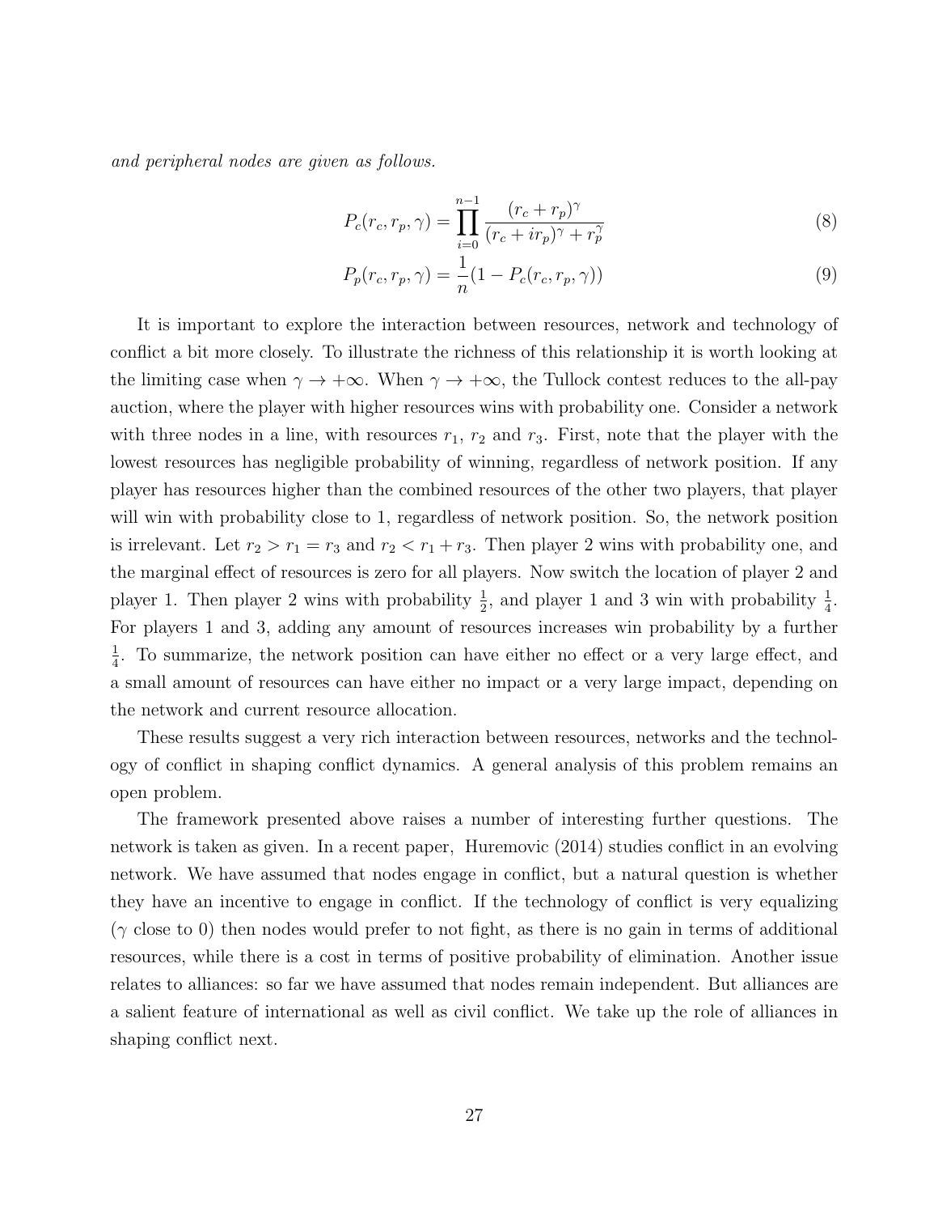*and peripheral nodes are given as follows.*

$$P_c(r_c, r_p, \gamma) = \prod_{i=0}^{n-1} \frac{(r_c + r_p)^\gamma}{(r_c + ir_p)^\gamma + r_p^\gamma} \tag{8}$$

$$P_p(r_c, r_p, \gamma) = \frac{1}{n}(1 - P_c(r_c, r_p, \gamma)) \tag{9}$$

It is important to explore the interaction between resources, network and technology of conflict a bit more closely. To illustrate the richness of this relationship it is worth looking at the limiting case when $\gamma \to +\infty$. When $\gamma \to +\infty$, the Tullock contest reduces to the all-pay auction, where the player with higher resources wins with probability one. Consider a network with three nodes in a line, with resources $r_1$, $r_2$ and $r_3$. First, note that the player with the lowest resources has negligible probability of winning, regardless of network position. If any player has resources higher than the combined resources of the other two players, that player will win with probability close to 1, regardless of network position. So, the network position is irrelevant. Let $r_2 > r_1 = r_3$ and $r_2 < r_1 + r_3$. Then player 2 wins with probability one, and the marginal effect of resources is zero for all players. Now switch the location of player 2 and player 1. Then player 2 wins with probability $\frac{1}{2}$, and player 1 and 3 win with probability $\frac{1}{4}$. For players 1 and 3, adding any amount of resources increases win probability by a further $\frac{1}{4}$. To summarize, the network position can have either no effect or a very large effect, and a small amount of resources can have either no impact or a very large impact, depending on the network and current resource allocation.

These results suggest a very rich interaction between resources, networks and the technology of conflict in shaping conflict dynamics. A general analysis of this problem remains an open problem.

The framework presented above raises a number of interesting further questions. The network is taken as given. In a recent paper, Huremovic (2014) studies conflict in an evolving network. We have assumed that nodes engage in conflict, but a natural question is whether they have an incentive to engage in conflict. If the technology of conflict is very equalizing ($\gamma$ close to 0) then nodes would prefer to not fight, as there is no gain in terms of additional resources, while there is a cost in terms of positive probability of elimination. Another issue relates to alliances: so far we have assumed that nodes remain independent. But alliances are a salient feature of international as well as civil conflict. We take up the role of alliances in shaping conflict next.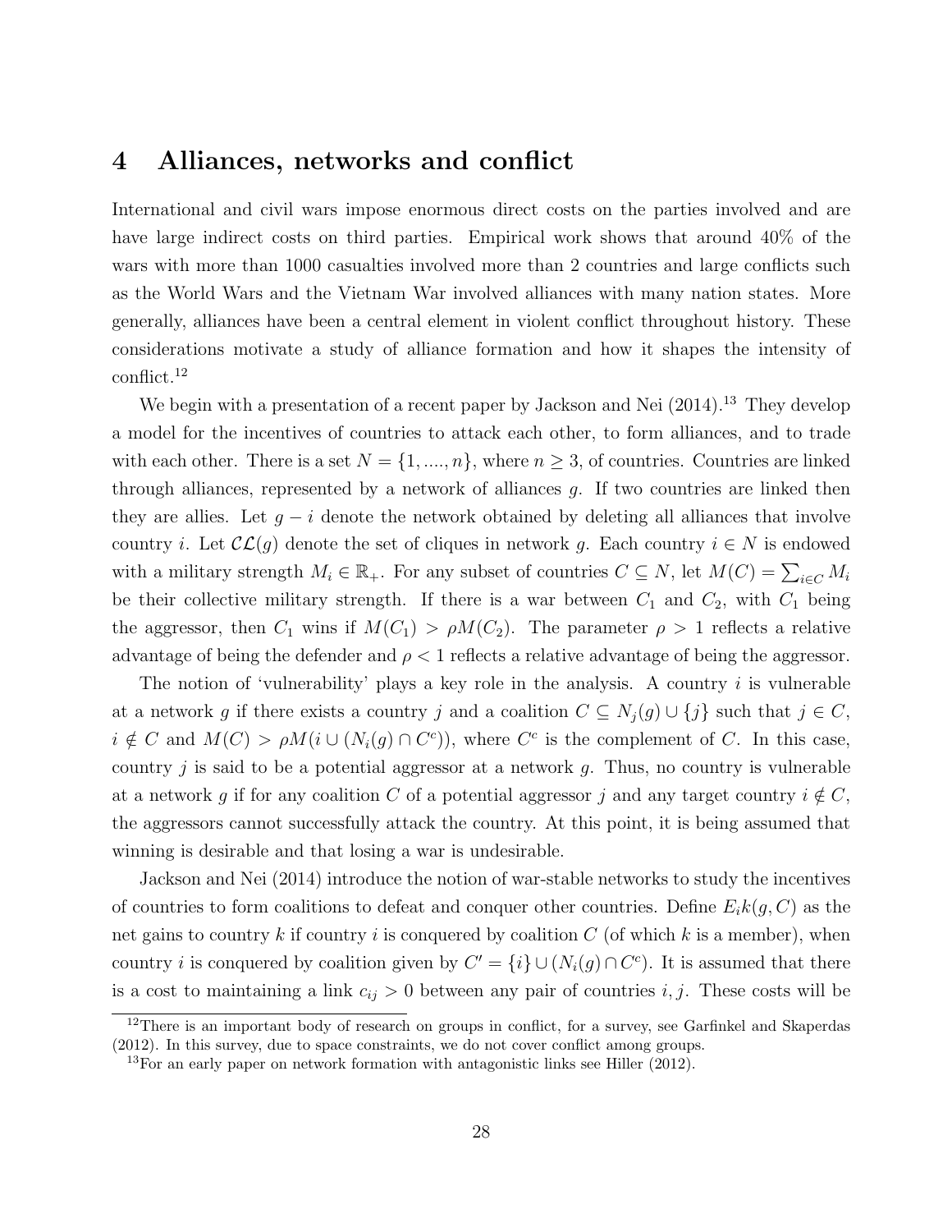## 4 Alliances, networks and conflict

International and civil wars impose enormous direct costs on the parties involved and are have large indirect costs on third parties. Empirical work shows that around 40% of the wars with more than 1000 casualties involved more than 2 countries and large conflicts such as the World Wars and the Vietnam War involved alliances with many nation states. More generally, alliances have been a central element in violent conflict throughout history. These considerations motivate a study of alliance formation and how it shapes the intensity of conflict.[12]

We begin with a presentation of a recent paper by Jackson and Nei (2014).[13] They develop a model for the incentives of countries to attack each other, to form alliances, and to trade with each other. There is a set $N = \{1, ...., n\}$, where $n \geq 3$, of countries. Countries are linked through alliances, represented by a network of alliances $g$. If two countries are linked then they are allies. Let $g - i$ denote the network obtained by deleting all alliances that involve country $i$. Let $\mathcal{CL}(g)$ denote the set of cliques in network $g$. Each country $i \in N$ is endowed with a military strength $M_i \in \mathbb{R}_+$. For any subset of countries $C \subseteq N$, let $M(C) = \sum_{i \in C} M_i$ be their collective military strength. If there is a war between $C_1$ and $C_2$, with $C_1$ being the aggressor, then $C_1$ wins if $M(C_1) > \rho M(C_2)$. The parameter $\rho > 1$ reflects a relative advantage of being the defender and $\rho < 1$ reflects a relative advantage of being the aggressor.

The notion of 'vulnerability' plays a key role in the analysis. A country $i$ is vulnerable at a network $g$ if there exists a country $j$ and a coalition $C \subseteq N_j(g) \cup \{j\}$ such that $j \in C$, $i \notin C$ and $M(C) > \rho M(i \cup (N_i(g) \cap C^c))$, where $C^c$ is the complement of $C$. In this case, country $j$ is said to be a potential aggressor at a network $g$. Thus, no country is vulnerable at a network $g$ if for any coalition $C$ of a potential aggressor $j$ and any target country $i \notin C$, the aggressors cannot successfully attack the country. At this point, it is being assumed that winning is desirable and that losing a war is undesirable.

Jackson and Nei (2014) introduce the notion of war-stable networks to study the incentives of countries to form coalitions to defeat and conquer other countries. Define $E_ik(g, C)$ as the net gains to country $k$ if country $i$ is conquered by coalition $C$ (of which $k$ is a member), when country $i$ is conquered by coalition given by $C' = \{i\} \cup (N_i(g) \cap C^c)$. It is assumed that there is a cost to maintaining a link $c_{ij} > 0$ between any pair of countries $i, j$. These costs will be

[12] There is an important body of research on groups in conflict, for a survey, see Garfinkel and Skaperdas (2012). In this survey, due to space constraints, we do not cover conflict among groups.

[13] For an early paper on network formation with antagonistic links see Hiller (2012).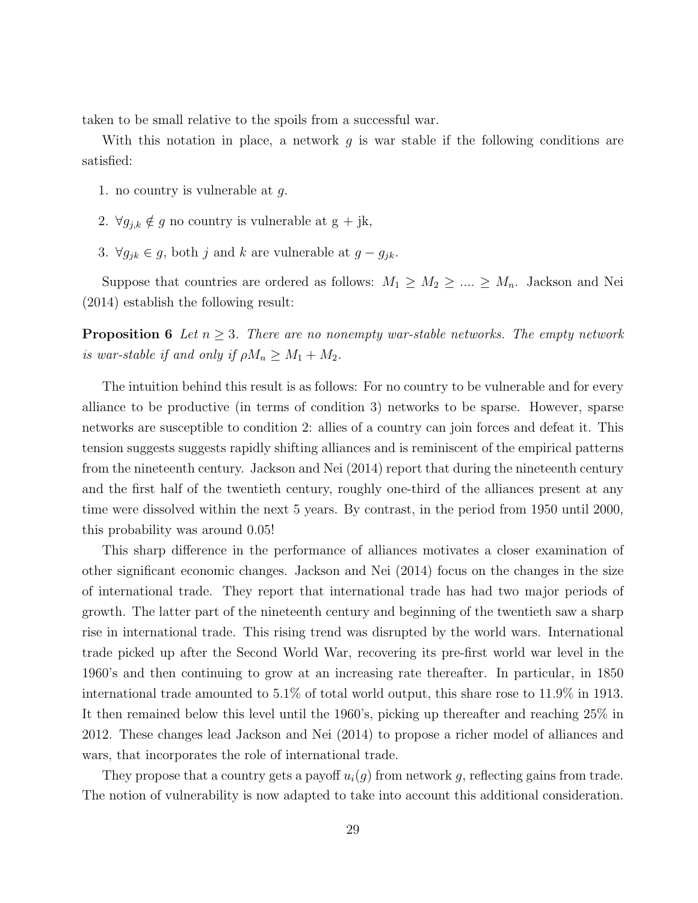taken to be small relative to the spoils from a successful war.

With this notation in place, a network $g$ is war stable if the following conditions are satisfied:

1. no country is vulnerable at $g$.
2. $\forall g_{j,k} \notin g$ no country is vulnerable at g + jk,
3. $\forall g_{jk} \in g$, both $j$ and $k$ are vulnerable at $g - g_{jk}$.

Suppose that countries are ordered as follows: $M_1 \geq M_2 \geq .... \geq M_n$. Jackson and Nei (2014) establish the following result:

**Proposition 6** *Let $n \geq 3$. There are no nonempty war-stable networks. The empty network is war-stable if and only if $\rho M_n \geq M_1 + M_2$.*

The intuition behind this result is as follows: For no country to be vulnerable and for every alliance to be productive (in terms of condition 3) networks to be sparse. However, sparse networks are susceptible to condition 2: allies of a country can join forces and defeat it. This tension suggests suggests rapidly shifting alliances and is reminiscent of the empirical patterns from the nineteenth century. Jackson and Nei (2014) report that during the nineteenth century and the first half of the twentieth century, roughly one-third of the alliances present at any time were dissolved within the next 5 years. By contrast, in the period from 1950 until 2000, this probability was around 0.05!

This sharp difference in the performance of alliances motivates a closer examination of other significant economic changes. Jackson and Nei (2014) focus on the changes in the size of international trade. They report that international trade has had two major periods of growth. The latter part of the nineteenth century and beginning of the twentieth saw a sharp rise in international trade. This rising trend was disrupted by the world wars. International trade picked up after the Second World War, recovering its pre-first world war level in the 1960's and then continuing to grow at an increasing rate thereafter. In particular, in 1850 international trade amounted to 5.1% of total world output, this share rose to 11.9% in 1913. It then remained below this level until the 1960's, picking up thereafter and reaching 25% in 2012. These changes lead Jackson and Nei (2014) to propose a richer model of alliances and wars, that incorporates the role of international trade.

They propose that a country gets a payoff $u_i(g)$ from network $g$, reflecting gains from trade. The notion of vulnerability is now adapted to take into account this additional consideration.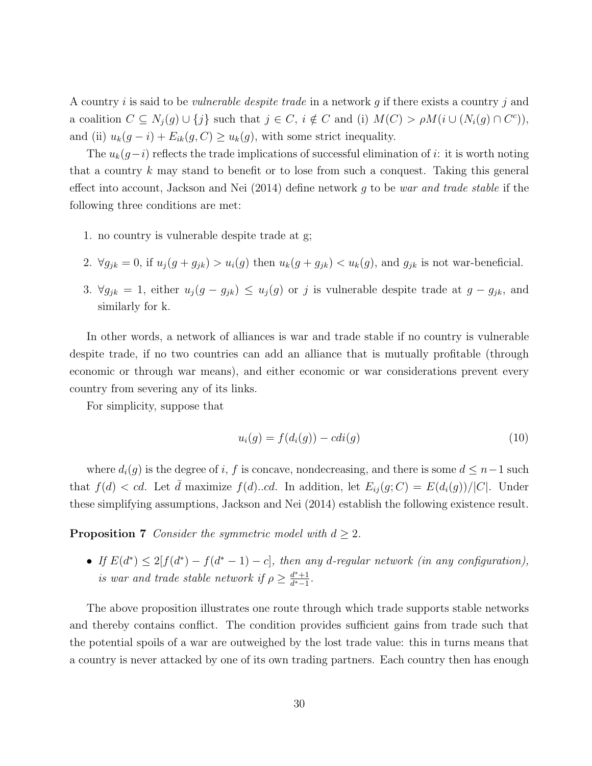A country $i$ is said to be *vulnerable despite trade* in a network $g$ if there exists a country $j$ and a coalition $C \subseteq N_j(g) \cup \{j\}$ such that $j \in C$, $i \notin C$ and (i) $M(C) > \rho M(i \cup (N_i(g) \cap C^c))$, and (ii) $u_k(g - i) + E_{ik}(g, C) \geq u_k(g)$, with some strict inequality.

The $u_k(g-i)$ reflects the trade implications of successful elimination of $i$: it is worth noting that a country $k$ may stand to benefit or to lose from such a conquest. Taking this general effect into account, Jackson and Nei (2014) define network $g$ to be *war and trade stable* if the following three conditions are met:

1. no country is vulnerable despite trade at g;
2. $\forall g_{jk} = 0$, if $u_j(g + g_{jk}) > u_i(g)$ then $u_k(g + g_{jk}) < u_k(g)$, and $g_{jk}$ is not war-beneficial.
3. $\forall g_{jk} = 1$, either $u_j(g - g_{jk}) \leq u_j(g)$ or $j$ is vulnerable despite trade at $g - g_{jk}$, and similarly for k.

In other words, a network of alliances is war and trade stable if no country is vulnerable despite trade, if no two countries can add an alliance that is mutually profitable (through economic or through war means), and either economic or war considerations prevent every country from severing any of its links.

For simplicity, suppose that

$$u_i(g) = f(d_i(g)) - cdi(g) \tag{10}$$

where $d_i(g)$ is the degree of $i$, $f$ is concave, nondecreasing, and there is some $d \leq n-1$ such that $f(d) < cd$. Let $\bar{d}$ maximize $f(d)..cd$. In addition, let $E_{ij}(g; C) = E(d_i(g))/|C|$. Under these simplifying assumptions, Jackson and Nei (2014) establish the following existence result.

**Proposition 7** *Consider the symmetric model with $d \geq 2$.*

- *If $E(d^*) \leq 2[f(d^*) - f(d^* - 1) - c]$, then any d-regular network (in any configuration), is war and trade stable network if $\rho \geq \frac{d^*+1}{d^*-1}$.*

The above proposition illustrates one route through which trade supports stable networks and thereby contains conflict. The condition provides sufficient gains from trade such that the potential spoils of a war are outweighed by the lost trade value: this in turns means that a country is never attacked by one of its own trading partners. Each country then has enough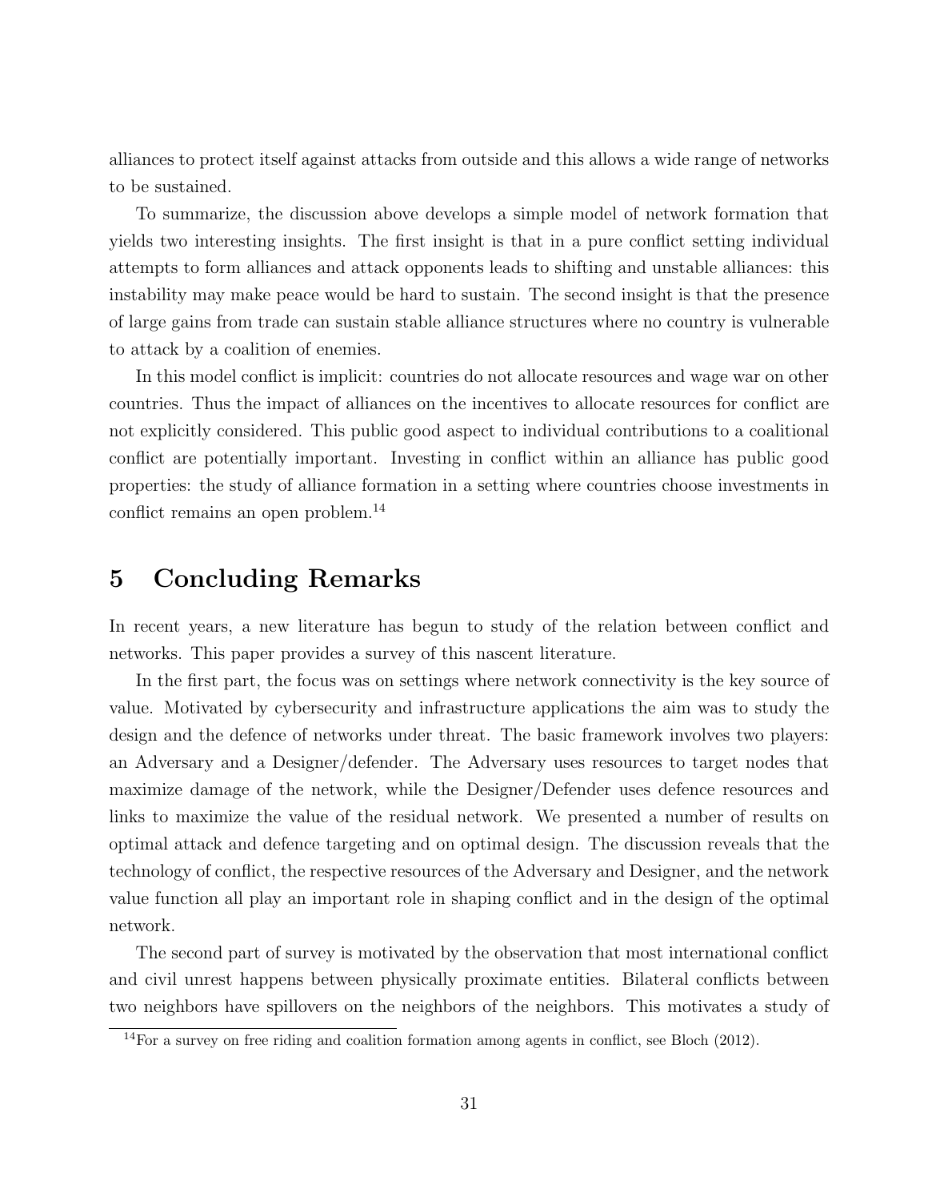alliances to protect itself against attacks from outside and this allows a wide range of networks to be sustained.

To summarize, the discussion above develops a simple model of network formation that yields two interesting insights. The first insight is that in a pure conflict setting individual attempts to form alliances and attack opponents leads to shifting and unstable alliances: this instability may make peace would be hard to sustain. The second insight is that the presence of large gains from trade can sustain stable alliance structures where no country is vulnerable to attack by a coalition of enemies.

In this model conflict is implicit: countries do not allocate resources and wage war on other countries. Thus the impact of alliances on the incentives to allocate resources for conflict are not explicitly considered. This public good aspect to individual contributions to a coalitional conflict are potentially important. Investing in conflict within an alliance has public good properties: the study of alliance formation in a setting where countries choose investments in conflict remains an open problem.[14]

# 5 Concluding Remarks

In recent years, a new literature has begun to study of the relation between conflict and networks. This paper provides a survey of this nascent literature.

In the first part, the focus was on settings where network connectivity is the key source of value. Motivated by cybersecurity and infrastructure applications the aim was to study the design and the defence of networks under threat. The basic framework involves two players: an Adversary and a Designer/defender. The Adversary uses resources to target nodes that maximize damage of the network, while the Designer/Defender uses defence resources and links to maximize the value of the residual network. We presented a number of results on optimal attack and defence targeting and on optimal design. The discussion reveals that the technology of conflict, the respective resources of the Adversary and Designer, and the network value function all play an important role in shaping conflict and in the design of the optimal network.

The second part of survey is motivated by the observation that most international conflict and civil unrest happens between physically proximate entities. Bilateral conflicts between two neighbors have spillovers on the neighbors of the neighbors. This motivates a study of

[14]For a survey on free riding and coalition formation among agents in conflict, see Bloch (2012).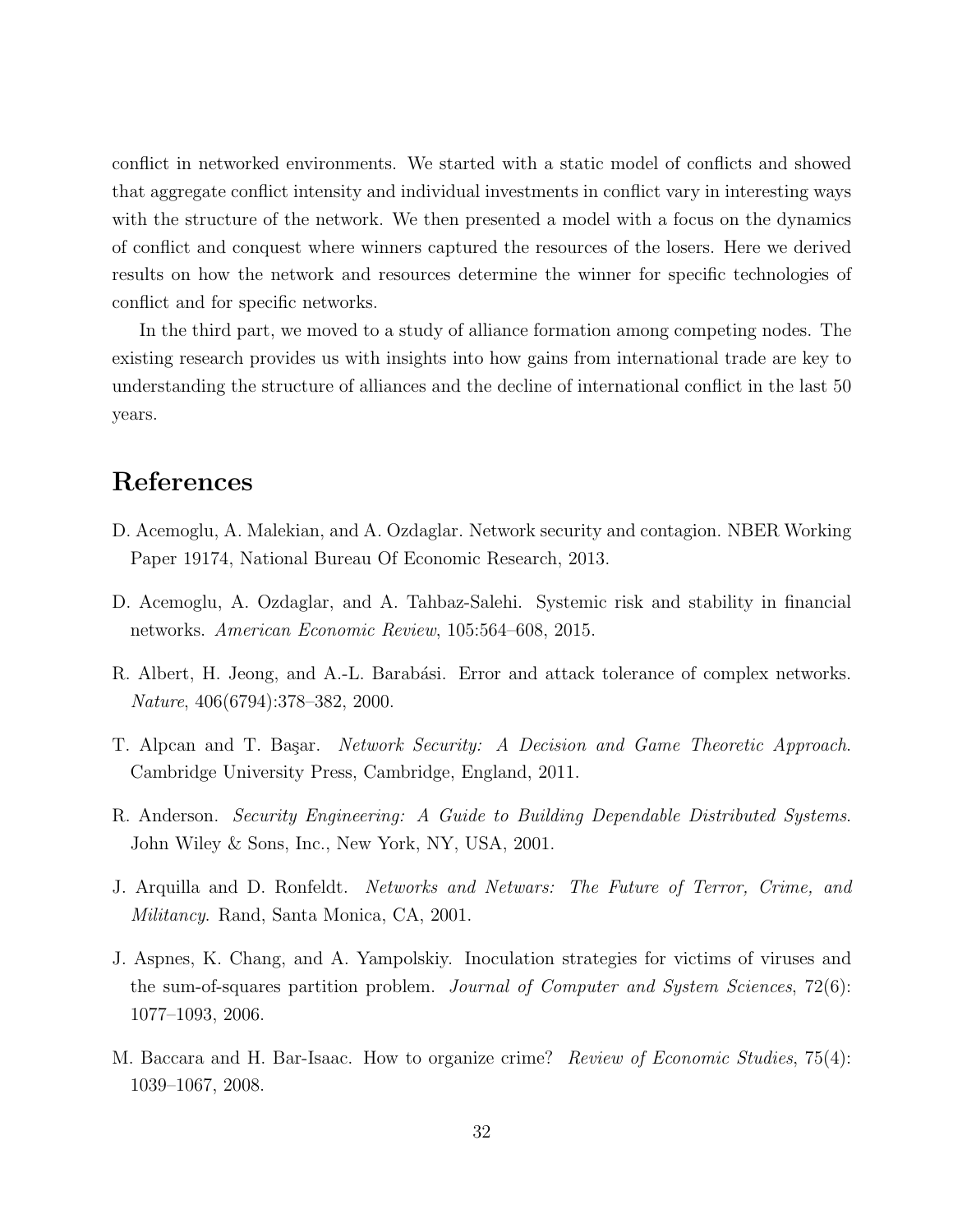conflict in networked environments. We started with a static model of conflicts and showed that aggregate conflict intensity and individual investments in conflict vary in interesting ways with the structure of the network. We then presented a model with a focus on the dynamics of conflict and conquest where winners captured the resources of the losers. Here we derived results on how the network and resources determine the winner for specific technologies of conflict and for specific networks.

In the third part, we moved to a study of alliance formation among competing nodes. The existing research provides us with insights into how gains from international trade are key to understanding the structure of alliances and the decline of international conflict in the last 50 years.

# References

D. Acemoglu, A. Malekian, and A. Ozdaglar. Network security and contagion. NBER Working Paper 19174, National Bureau Of Economic Research, 2013.

D. Acemoglu, A. Ozdaglar, and A. Tahbaz-Salehi. Systemic risk and stability in financial networks. *American Economic Review*, 105:564–608, 2015.

R. Albert, H. Jeong, and A.-L. Barabási. Error and attack tolerance of complex networks. *Nature*, 406(6794):378–382, 2000.

T. Alpcan and T. Başar. *Network Security: A Decision and Game Theoretic Approach*. Cambridge University Press, Cambridge, England, 2011.

R. Anderson. *Security Engineering: A Guide to Building Dependable Distributed Systems*. John Wiley & Sons, Inc., New York, NY, USA, 2001.

J. Arquilla and D. Ronfeldt. *Networks and Netwars: The Future of Terror, Crime, and Militancy*. Rand, Santa Monica, CA, 2001.

J. Aspnes, K. Chang, and A. Yampolskiy. Inoculation strategies for victims of viruses and the sum-of-squares partition problem. *Journal of Computer and System Sciences*, 72(6): 1077–1093, 2006.

M. Baccara and H. Bar-Isaac. How to organize crime? *Review of Economic Studies*, 75(4): 1039–1067, 2008.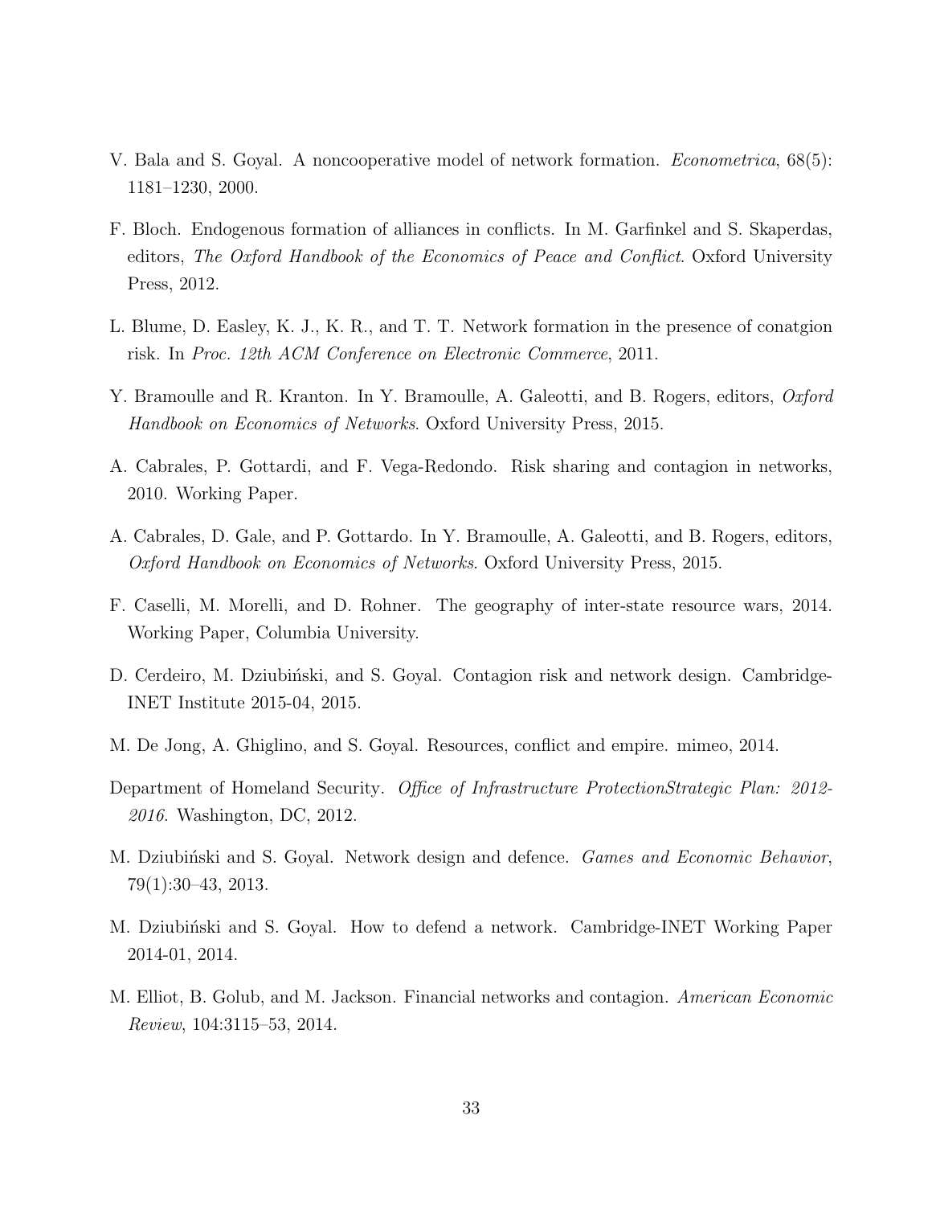V. Bala and S. Goyal. A noncooperative model of network formation. *Econometrica*, 68(5): 1181–1230, 2000.

F. Bloch. Endogenous formation of alliances in conflicts. In M. Garfinkel and S. Skaperdas, editors, *The Oxford Handbook of the Economics of Peace and Conflict*. Oxford University Press, 2012.

L. Blume, D. Easley, K. J., K. R., and T. T. Network formation in the presence of conatgion risk. In *Proc. 12th ACM Conference on Electronic Commerce*, 2011.

Y. Bramoulle and R. Kranton. In Y. Bramoulle, A. Galeotti, and B. Rogers, editors, *Oxford Handbook on Economics of Networks*. Oxford University Press, 2015.

A. Cabrales, P. Gottardi, and F. Vega-Redondo. Risk sharing and contagion in networks, 2010. Working Paper.

A. Cabrales, D. Gale, and P. Gottardo. In Y. Bramoulle, A. Galeotti, and B. Rogers, editors, *Oxford Handbook on Economics of Networks*. Oxford University Press, 2015.

F. Caselli, M. Morelli, and D. Rohner. The geography of inter-state resource wars, 2014. Working Paper, Columbia University.

D. Cerdeiro, M. Dziubiński, and S. Goyal. Contagion risk and network design. Cambridge-INET Institute 2015-04, 2015.

M. De Jong, A. Ghiglino, and S. Goyal. Resources, conflict and empire. mimeo, 2014.

Department of Homeland Security. *Office of Infrastructure ProtectionStrategic Plan: 2012-2016*. Washington, DC, 2012.

M. Dziubiński and S. Goyal. Network design and defence. *Games and Economic Behavior*, 79(1):30–43, 2013.

M. Dziubiński and S. Goyal. How to defend a network. Cambridge-INET Working Paper 2014-01, 2014.

M. Elliot, B. Golub, and M. Jackson. Financial networks and contagion. *American Economic Review*, 104:3115–53, 2014.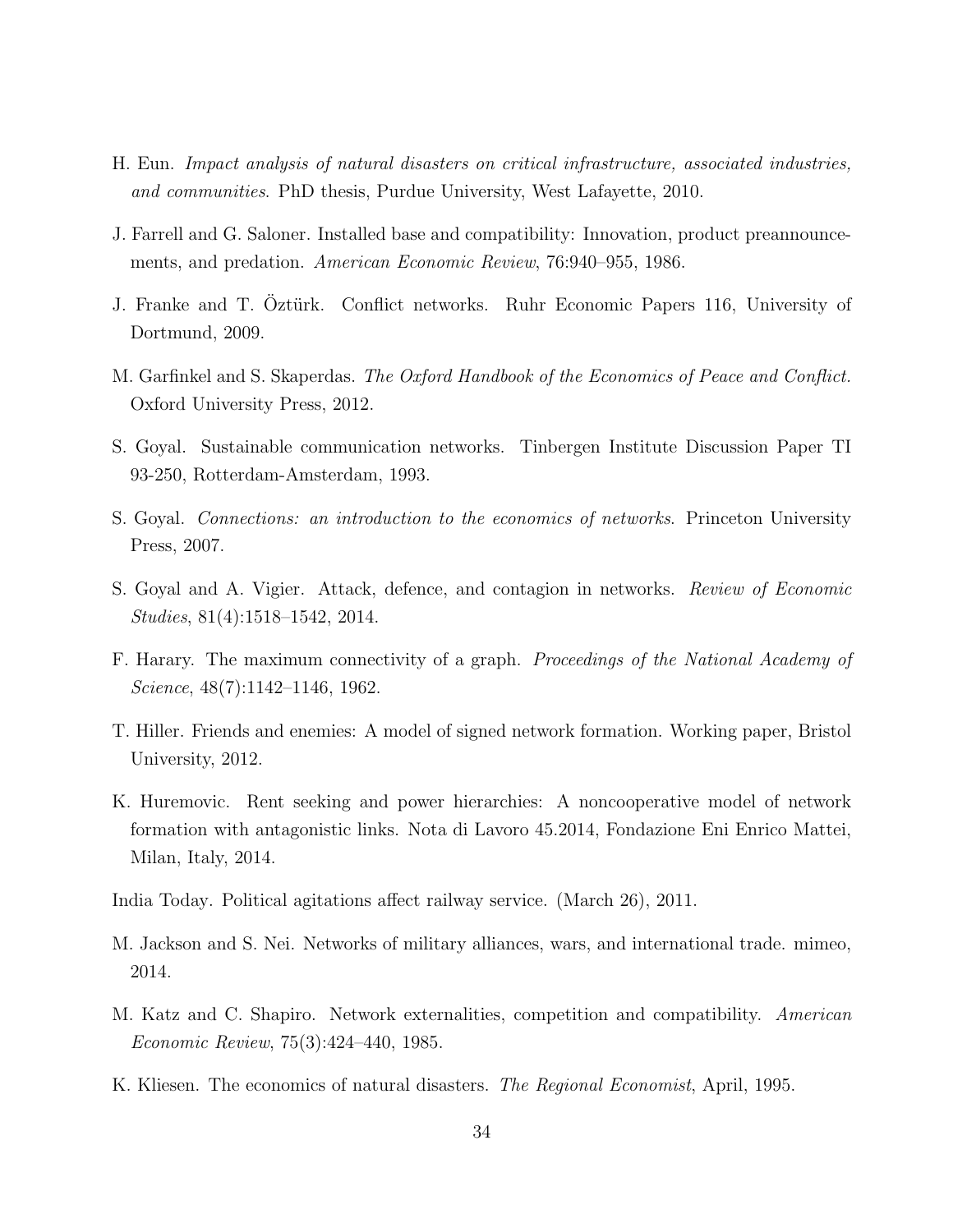H. Eun. *Impact analysis of natural disasters on critical infrastructure, associated industries, and communities*. PhD thesis, Purdue University, West Lafayette, 2010.

J. Farrell and G. Saloner. Installed base and compatibility: Innovation, product preannouncements, and predation. *American Economic Review*, 76:940–955, 1986.

J. Franke and T. Öztürk. Conflict networks. Ruhr Economic Papers 116, University of Dortmund, 2009.

M. Garfinkel and S. Skaperdas. *The Oxford Handbook of the Economics of Peace and Conflict.* Oxford University Press, 2012.

S. Goyal. Sustainable communication networks. Tinbergen Institute Discussion Paper TI 93-250, Rotterdam-Amsterdam, 1993.

S. Goyal. *Connections: an introduction to the economics of networks*. Princeton University Press, 2007.

S. Goyal and A. Vigier. Attack, defence, and contagion in networks. *Review of Economic Studies*, 81(4):1518–1542, 2014.

F. Harary. The maximum connectivity of a graph. *Proceedings of the National Academy of Science*, 48(7):1142–1146, 1962.

T. Hiller. Friends and enemies: A model of signed network formation. Working paper, Bristol University, 2012.

K. Huremovic. Rent seeking and power hierarchies: A noncooperative model of network formation with antagonistic links. Nota di Lavoro 45.2014, Fondazione Eni Enrico Mattei, Milan, Italy, 2014.

India Today. Political agitations affect railway service. (March 26), 2011.

M. Jackson and S. Nei. Networks of military alliances, wars, and international trade. mimeo, 2014.

M. Katz and C. Shapiro. Network externalities, competition and compatibility. *American Economic Review*, 75(3):424–440, 1985.

K. Kliesen. The economics of natural disasters. *The Regional Economist*, April, 1995.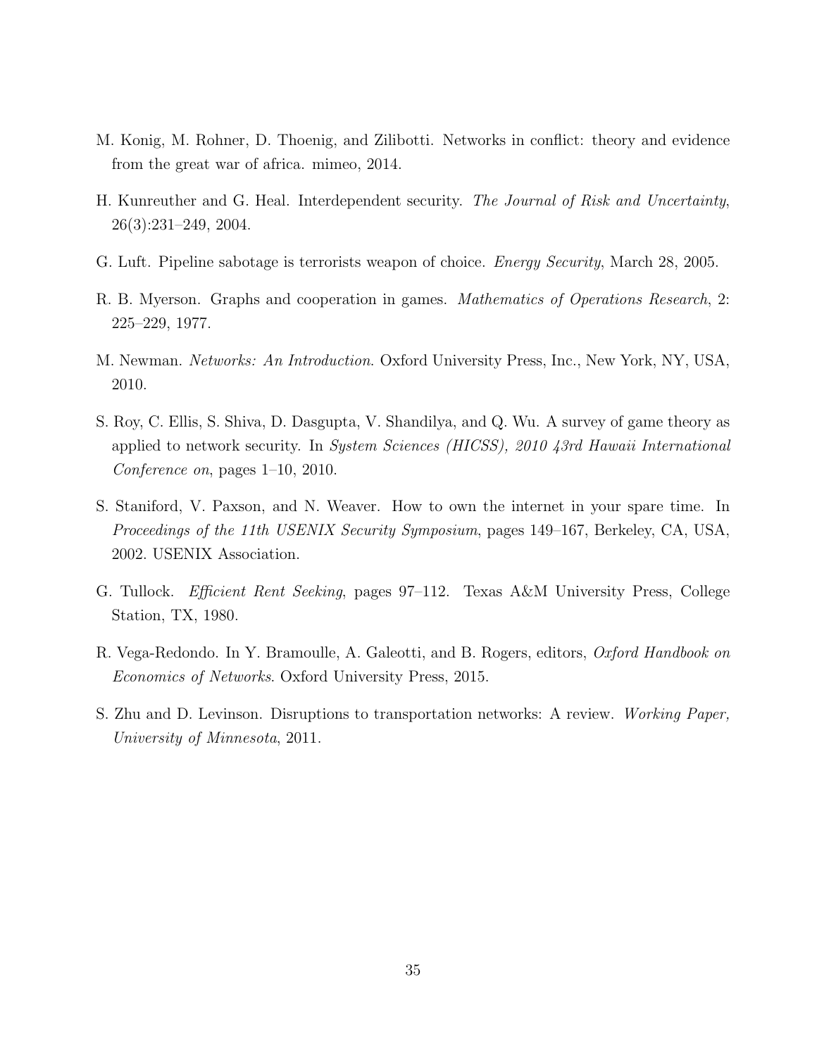M. Konig, M. Rohner, D. Thoenig, and Zilibotti. Networks in conflict: theory and evidence from the great war of africa. mimeo, 2014.

H. Kunreuther and G. Heal. Interdependent security. *The Journal of Risk and Uncertainty*, 26(3):231–249, 2004.

G. Luft. Pipeline sabotage is terrorists weapon of choice. *Energy Security*, March 28, 2005.

R. B. Myerson. Graphs and cooperation in games. *Mathematics of Operations Research*, 2: 225–229, 1977.

M. Newman. *Networks: An Introduction*. Oxford University Press, Inc., New York, NY, USA, 2010.

S. Roy, C. Ellis, S. Shiva, D. Dasgupta, V. Shandilya, and Q. Wu. A survey of game theory as applied to network security. In *System Sciences (HICSS), 2010 43rd Hawaii International Conference on*, pages 1–10, 2010.

S. Staniford, V. Paxson, and N. Weaver. How to own the internet in your spare time. In *Proceedings of the 11th USENIX Security Symposium*, pages 149–167, Berkeley, CA, USA, 2002. USENIX Association.

G. Tullock. *Efficient Rent Seeking*, pages 97–112. Texas A&M University Press, College Station, TX, 1980.

R. Vega-Redondo. In Y. Bramoulle, A. Galeotti, and B. Rogers, editors, *Oxford Handbook on Economics of Networks*. Oxford University Press, 2015.

S. Zhu and D. Levinson. Disruptions to transportation networks: A review. *Working Paper, University of Minnesota*, 2011.